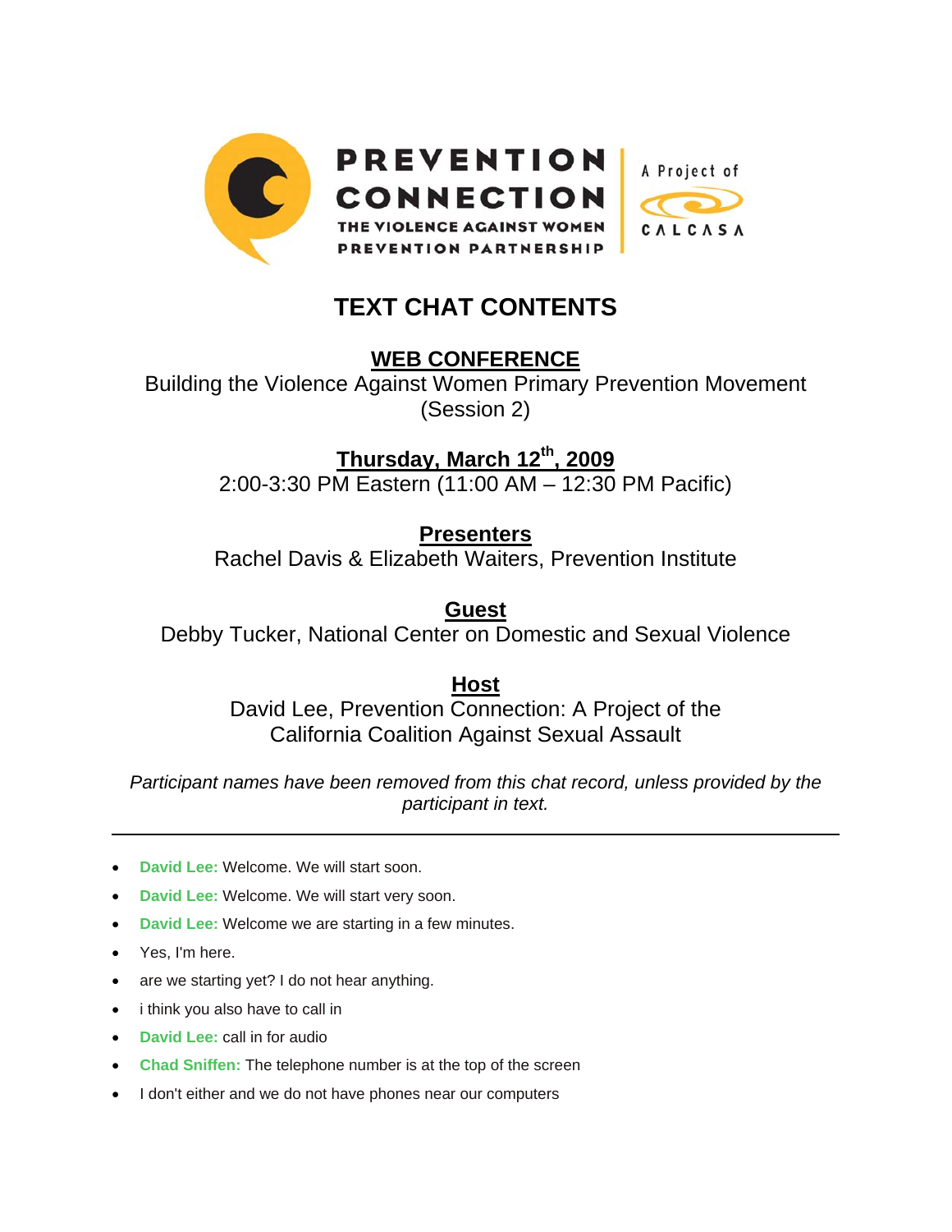PREVENTION CONNECTION
THE VIOLENCE AGAINST WOMEN PREVENTION PARTNERSHIP

A Project of CALCASA

# TEXT CHAT CONTENTS

## WEB CONFERENCE

Building the Violence Against Women Primary Prevention Movement (Session 2)

## Thursday, March 12th, 2009

2:00-3:30 PM Eastern (11:00 AM – 12:30 PM Pacific)

## Presenters

Rachel Davis & Elizabeth Waiters, Prevention Institute

## Guest

Debby Tucker, National Center on Domestic and Sexual Violence

## Host

David Lee, Prevention Connection: A Project of the California Coalition Against Sexual Assault

*Participant names have been removed from this chat record, unless provided by the participant in text.*

---

- **David Lee:** Welcome. We will start soon.
- **David Lee:** Welcome. We will start very soon.
- **David Lee:** Welcome we are starting in a few minutes.
- Yes, I'm here.
- are we starting yet? I do not hear anything.
- i think you also have to call in
- **David Lee:** call in for audio
- **Chad Sniffen:** The telephone number is at the top of the screen
- I don't either and we do not have phones near our computers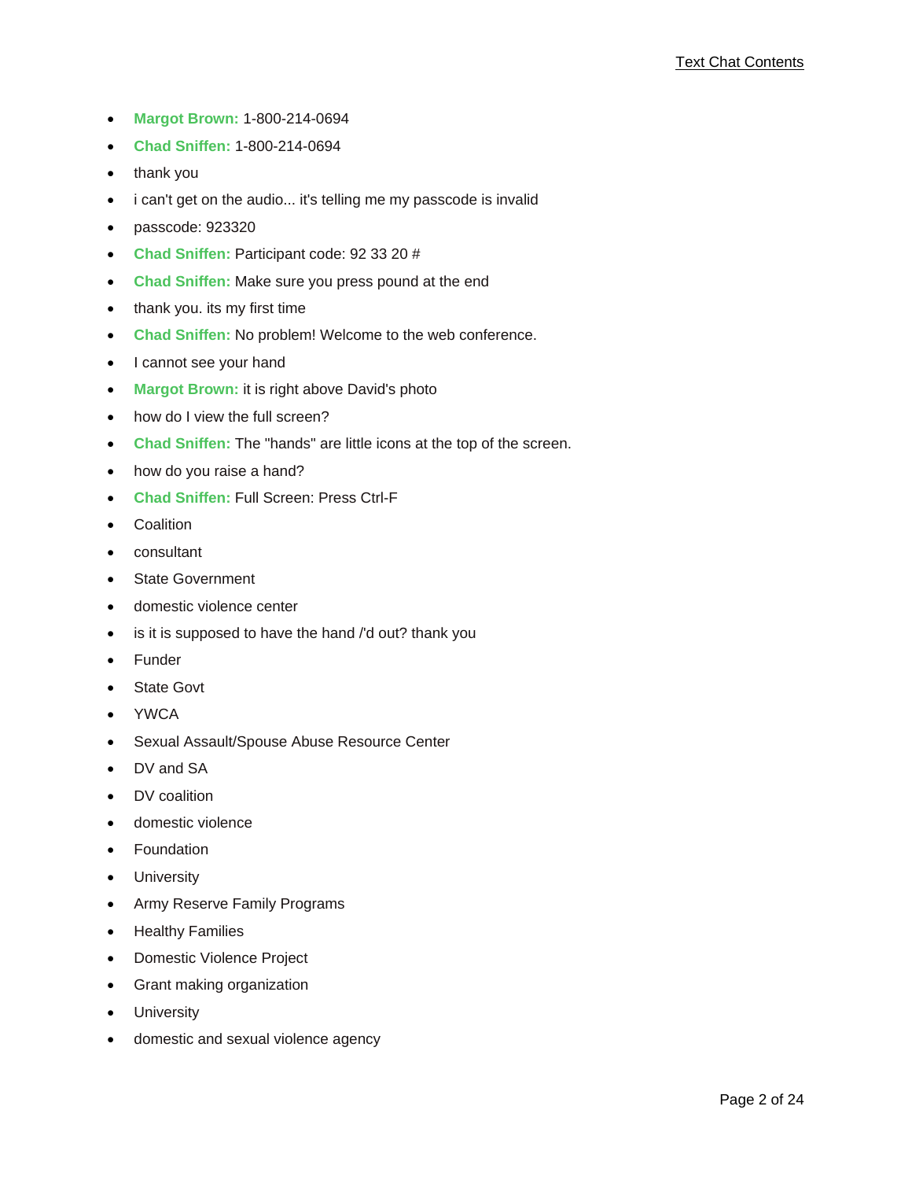- **Margot Brown:** 1-800-214-0694
- **Chad Sniffen:** 1-800-214-0694
- thank you
- i can't get on the audio... it's telling me my passcode is invalid
- passcode: 923320
- **Chad Sniffen:** Participant code: 92 33 20 #
- **Chad Sniffen:** Make sure you press pound at the end
- thank you. its my first time
- **Chad Sniffen:** No problem! Welcome to the web conference.
- I cannot see your hand
- **Margot Brown:** it is right above David's photo
- how do I view the full screen?
- **Chad Sniffen:** The "hands" are little icons at the top of the screen.
- how do you raise a hand?
- **Chad Sniffen:** Full Screen: Press Ctrl-F
- Coalition
- consultant
- State Government
- domestic violence center
- is it is supposed to have the hand /'d out? thank you
- Funder
- State Govt
- YWCA
- Sexual Assault/Spouse Abuse Resource Center
- DV and SA
- DV coalition
- domestic violence
- Foundation
- University
- Army Reserve Family Programs
- Healthy Families
- Domestic Violence Project
- Grant making organization
- University
- domestic and sexual violence agency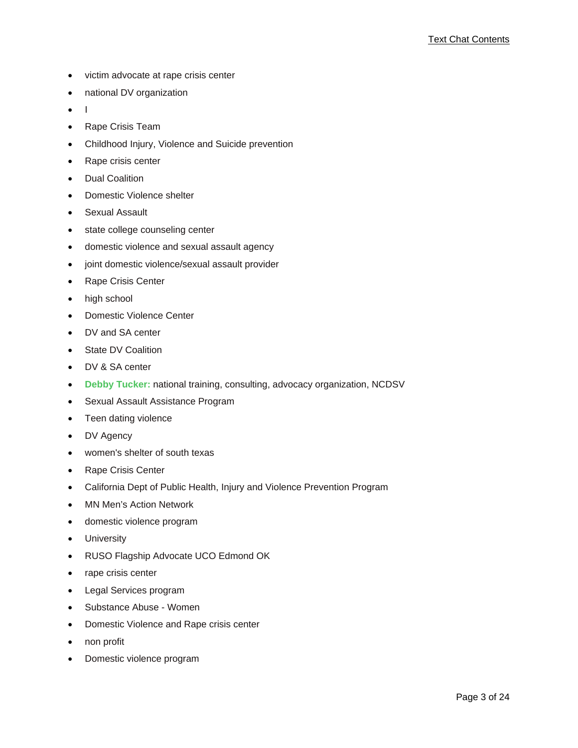- victim advocate at rape crisis center
- national DV organization
- l
- Rape Crisis Team
- Childhood Injury, Violence and Suicide prevention
- Rape crisis center
- Dual Coalition
- Domestic Violence shelter
- Sexual Assault
- state college counseling center
- domestic violence and sexual assault agency
- joint domestic violence/sexual assault provider
- Rape Crisis Center
- high school
- Domestic Violence Center
- DV and SA center
- State DV Coalition
- DV & SA center
- **Debby Tucker:** national training, consulting, advocacy organization, NCDSV
- Sexual Assault Assistance Program
- Teen dating violence
- DV Agency
- women's shelter of south texas
- Rape Crisis Center
- California Dept of Public Health, Injury and Violence Prevention Program
- MN Men's Action Network
- domestic violence program
- University
- RUSO Flagship Advocate UCO Edmond OK
- rape crisis center
- Legal Services program
- Substance Abuse - Women
- Domestic Violence and Rape crisis center
- non profit
- Domestic violence program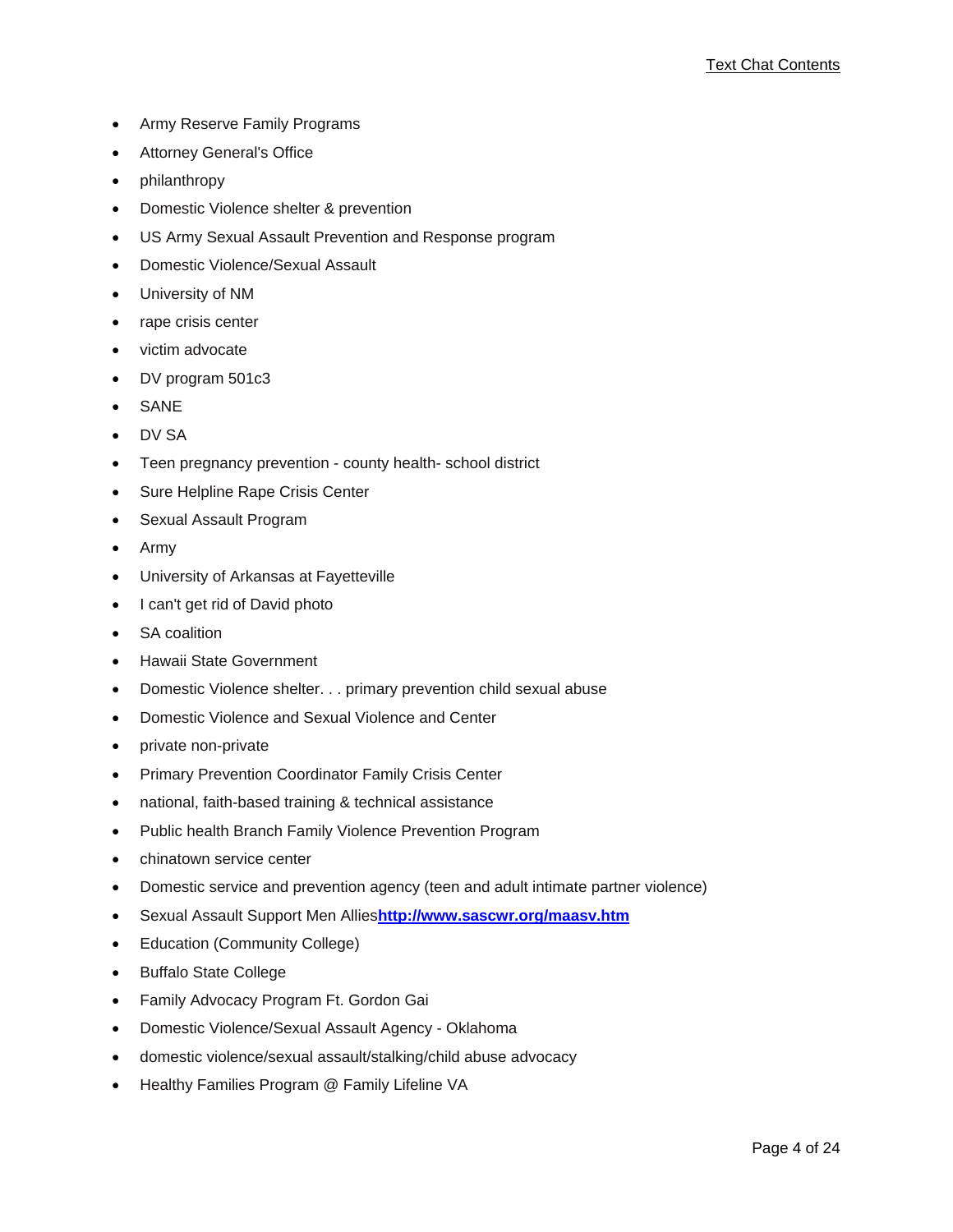- Army Reserve Family Programs
- Attorney General's Office
- philanthropy
- Domestic Violence shelter & prevention
- US Army Sexual Assault Prevention and Response program
- Domestic Violence/Sexual Assault
- University of NM
- rape crisis center
- victim advocate
- DV program 501c3
- SANE
- DV SA
- Teen pregnancy prevention - county health- school district
- Sure Helpline Rape Crisis Center
- Sexual Assault Program
- Army
- University of Arkansas at Fayetteville
- I can't get rid of David photo
- SA coalition
- Hawaii State Government
- Domestic Violence shelter. . . primary prevention child sexual abuse
- Domestic Violence and Sexual Violence and Center
- private non-private
- Primary Prevention Coordinator Family Crisis Center
- national, faith-based training & technical assistance
- Public health Branch Family Violence Prevention Program
- chinatown service center
- Domestic service and prevention agency (teen and adult intimate partner violence)
- Sexual Assault Support Men Allies**http://www.sascwr.org/maasv.htm**
- Education (Community College)
- Buffalo State College
- Family Advocacy Program Ft. Gordon Gai
- Domestic Violence/Sexual Assault Agency - Oklahoma
- domestic violence/sexual assault/stalking/child abuse advocacy
- Healthy Families Program @ Family Lifeline VA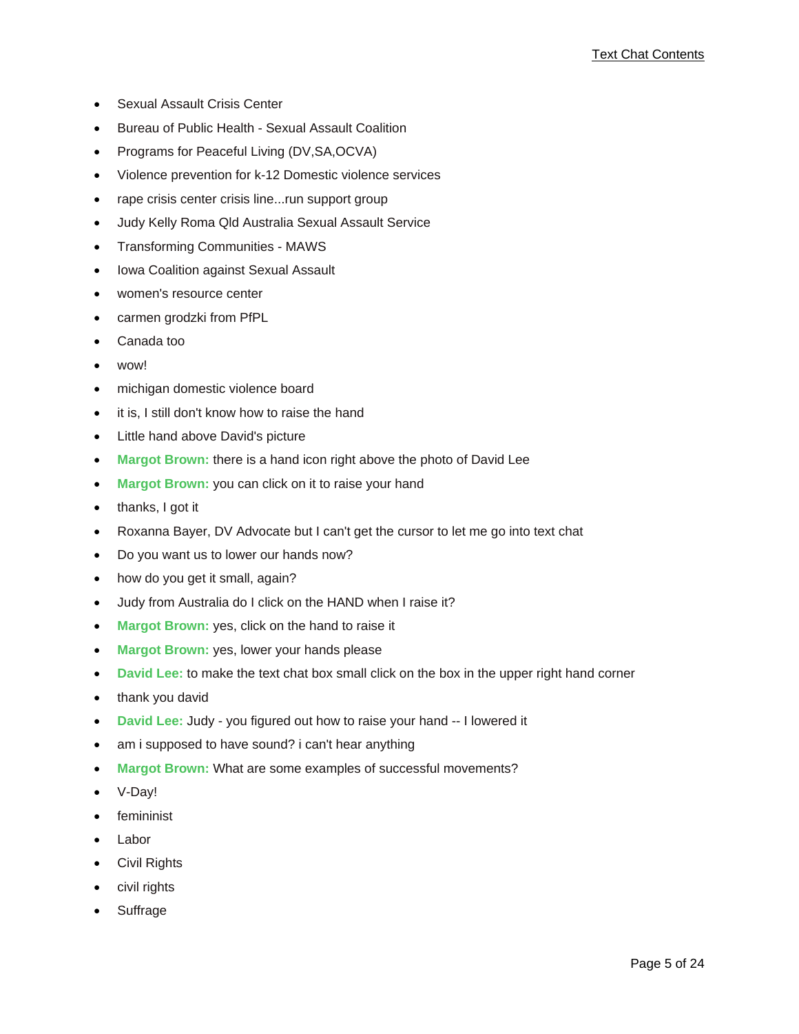- Sexual Assault Crisis Center
- Bureau of Public Health - Sexual Assault Coalition
- Programs for Peaceful Living (DV,SA,OCVA)
- Violence prevention for k-12 Domestic violence services
- rape crisis center crisis line...run support group
- Judy Kelly Roma Qld Australia Sexual Assault Service
- Transforming Communities - MAWS
- Iowa Coalition against Sexual Assault
- women's resource center
- carmen grodzki from PfPL
- Canada too
- wow!
- michigan domestic violence board
- it is, I still don't know how to raise the hand
- Little hand above David's picture
- **Margot Brown:** there is a hand icon right above the photo of David Lee
- **Margot Brown:** you can click on it to raise your hand
- thanks, I got it
- Roxanna Bayer, DV Advocate but I can't get the cursor to let me go into text chat
- Do you want us to lower our hands now?
- how do you get it small, again?
- Judy from Australia do I click on the HAND when I raise it?
- **Margot Brown:** yes, click on the hand to raise it
- **Margot Brown:** yes, lower your hands please
- **David Lee:** to make the text chat box small click on the box in the upper right hand corner
- thank you david
- **David Lee:** Judy - you figured out how to raise your hand -- I lowered it
- am i supposed to have sound? i can't hear anything
- **Margot Brown:** What are some examples of successful movements?
- V-Day!
- femininist
- Labor
- Civil Rights
- civil rights
- Suffrage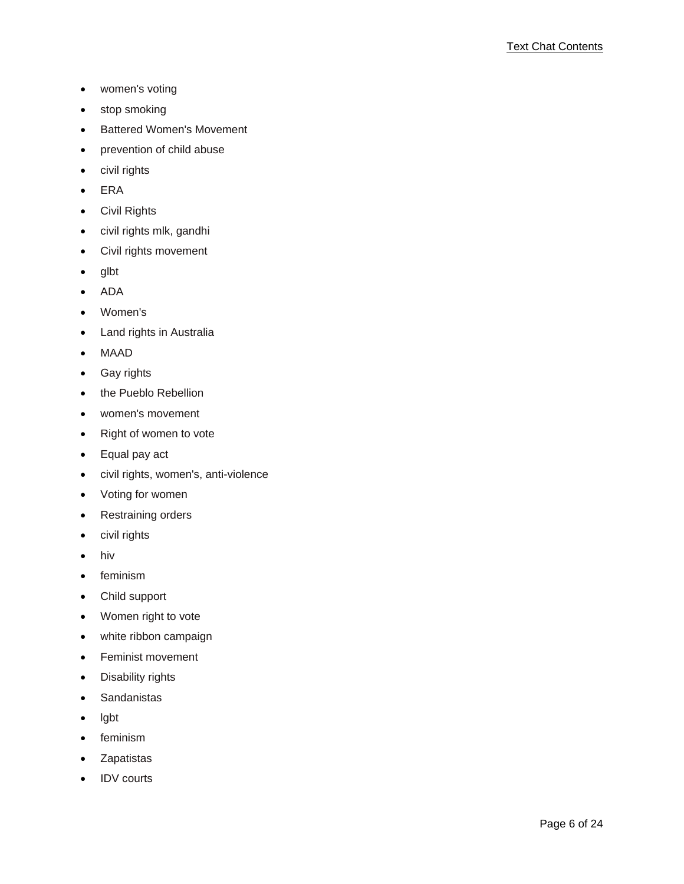- women's voting
- stop smoking
- Battered Women's Movement
- prevention of child abuse
- civil rights
- ERA
- Civil Rights
- civil rights mlk, gandhi
- Civil rights movement
- glbt
- ADA
- Women's
- Land rights in Australia
- MAAD
- Gay rights
- the Pueblo Rebellion
- women's movement
- Right of women to vote
- Equal pay act
- civil rights, women's, anti-violence
- Voting for women
- Restraining orders
- civil rights
- hiv
- feminism
- Child support
- Women right to vote
- white ribbon campaign
- Feminist movement
- Disability rights
- Sandanistas
- lgbt
- feminism
- Zapatistas
- IDV courts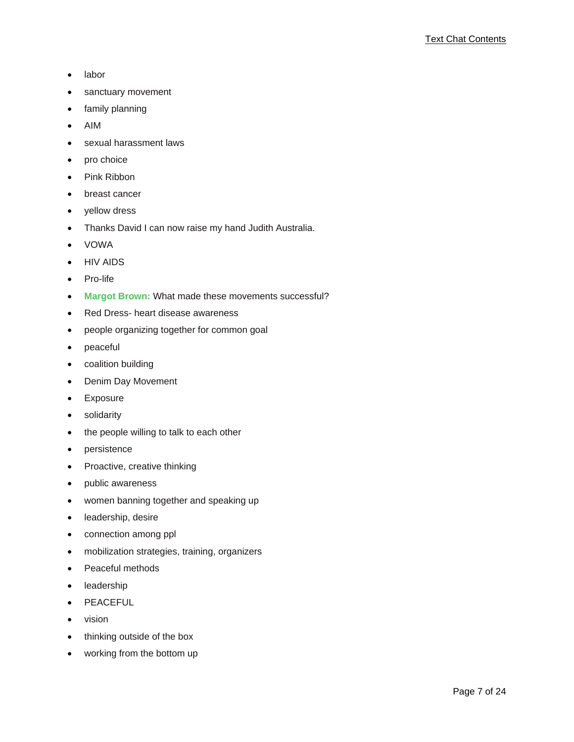- labor
- sanctuary movement
- family planning
- AIM
- sexual harassment laws
- pro choice
- Pink Ribbon
- breast cancer
- yellow dress
- Thanks David I can now raise my hand Judith Australia.
- VOWA
- HIV AIDS
- Pro-life
- **Margot Brown:** What made these movements successful?
- Red Dress- heart disease awareness
- people organizing together for common goal
- peaceful
- coalition building
- Denim Day Movement
- Exposure
- solidarity
- the people willing to talk to each other
- persistence
- Proactive, creative thinking
- public awareness
- women banning together and speaking up
- leadership, desire
- connection among ppl
- mobilization strategies, training, organizers
- Peaceful methods
- leadership
- PEACEFUL
- vision
- thinking outside of the box
- working from the bottom up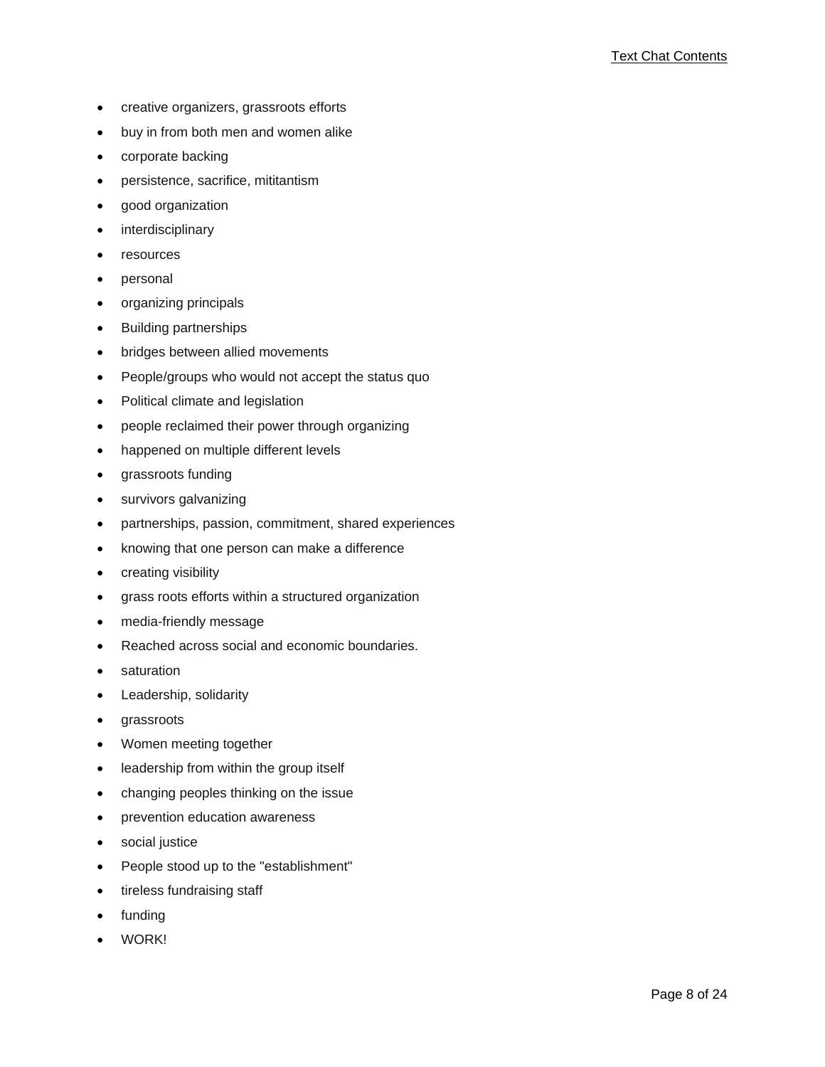- creative organizers, grassroots efforts
- buy in from both men and women alike
- corporate backing
- persistence, sacrifice, mititantism
- good organization
- interdisciplinary
- resources
- personal
- organizing principals
- Building partnerships
- bridges between allied movements
- People/groups who would not accept the status quo
- Political climate and legislation
- people reclaimed their power through organizing
- happened on multiple different levels
- grassroots funding
- survivors galvanizing
- partnerships, passion, commitment, shared experiences
- knowing that one person can make a difference
- creating visibility
- grass roots efforts within a structured organization
- media-friendly message
- Reached across social and economic boundaries.
- saturation
- Leadership, solidarity
- grassroots
- Women meeting together
- leadership from within the group itself
- changing peoples thinking on the issue
- prevention education awareness
- social justice
- People stood up to the "establishment"
- tireless fundraising staff
- funding
- WORK!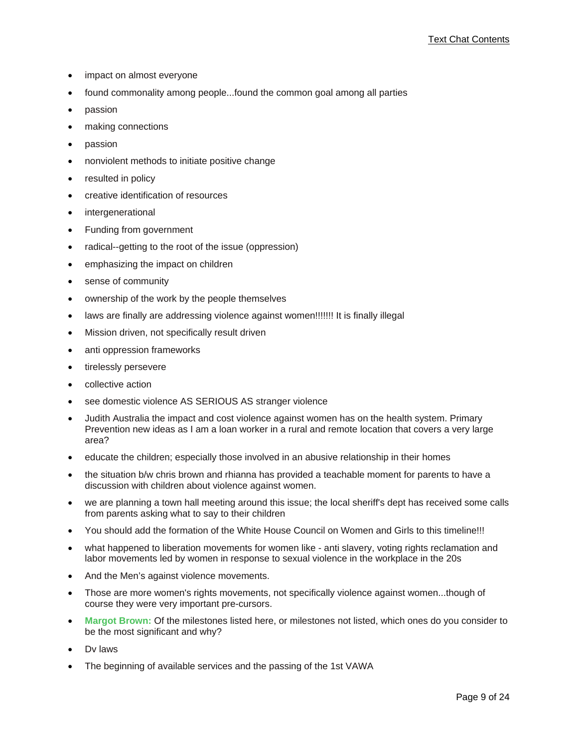- impact on almost everyone
- found commonality among people...found the common goal among all parties
- passion
- making connections
- passion
- nonviolent methods to initiate positive change
- resulted in policy
- creative identification of resources
- intergenerational
- Funding from government
- radical--getting to the root of the issue (oppression)
- emphasizing the impact on children
- sense of community
- ownership of the work by the people themselves
- laws are finally are addressing violence against women!!!!!!! It is finally illegal
- Mission driven, not specifically result driven
- anti oppression frameworks
- tirelessly persevere
- collective action
- see domestic violence AS SERIOUS AS stranger violence
- Judith Australia the impact and cost violence against women has on the health system. Primary Prevention new ideas as I am a loan worker in a rural and remote location that covers a very large area?
- educate the children; especially those involved in an abusive relationship in their homes
- the situation b/w chris brown and rhianna has provided a teachable moment for parents to have a discussion with children about violence against women.
- we are planning a town hall meeting around this issue; the local sheriff's dept has received some calls from parents asking what to say to their children
- You should add the formation of the White House Council on Women and Girls to this timeline!!!
- what happened to liberation movements for women like - anti slavery, voting rights reclamation and labor movements led by women in response to sexual violence in the workplace in the 20s
- And the Men's against violence movements.
- Those are more women's rights movements, not specifically violence against women...though of course they were very important pre-cursors.
- **Margot Brown:** Of the milestones listed here, or milestones not listed, which ones do you consider to be the most significant and why?
- Dv laws
- The beginning of available services and the passing of the 1st VAWA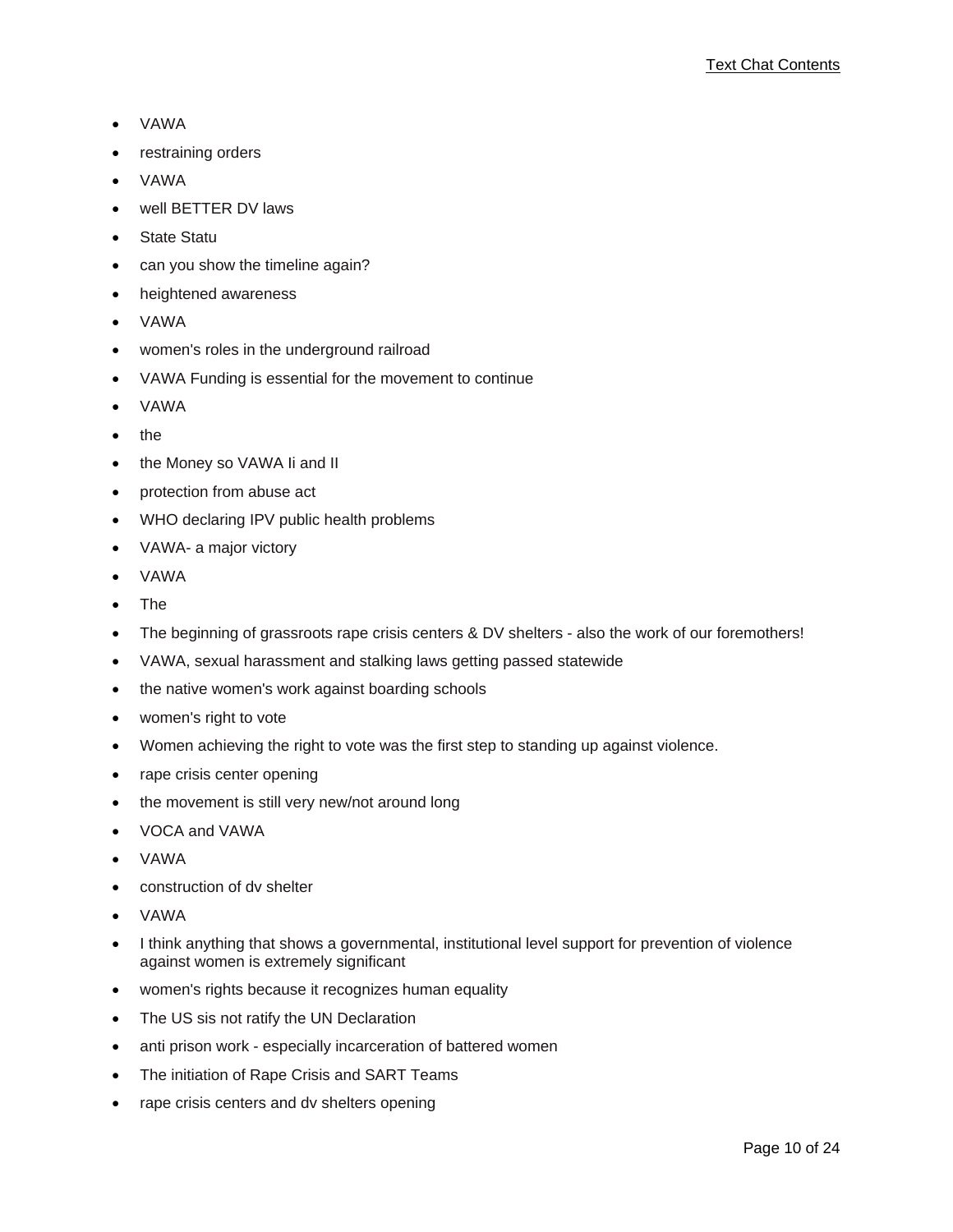- VAWA
- restraining orders
- VAWA
- well BETTER DV laws
- State Statu
- can you show the timeline again?
- heightened awareness
- VAWA
- women's roles in the underground railroad
- VAWA Funding is essential for the movement to continue
- VAWA
- the
- the Money so VAWA Ii and II
- protection from abuse act
- WHO declaring IPV public health problems
- VAWA- a major victory
- VAWA
- The
- The beginning of grassroots rape crisis centers & DV shelters - also the work of our foremothers!
- VAWA, sexual harassment and stalking laws getting passed statewide
- the native women's work against boarding schools
- women's right to vote
- Women achieving the right to vote was the first step to standing up against violence.
- rape crisis center opening
- the movement is still very new/not around long
- VOCA and VAWA
- VAWA
- construction of dv shelter
- VAWA
- I think anything that shows a governmental, institutional level support for prevention of violence against women is extremely significant
- women's rights because it recognizes human equality
- The US sis not ratify the UN Declaration
- anti prison work - especially incarceration of battered women
- The initiation of Rape Crisis and SART Teams
- rape crisis centers and dv shelters opening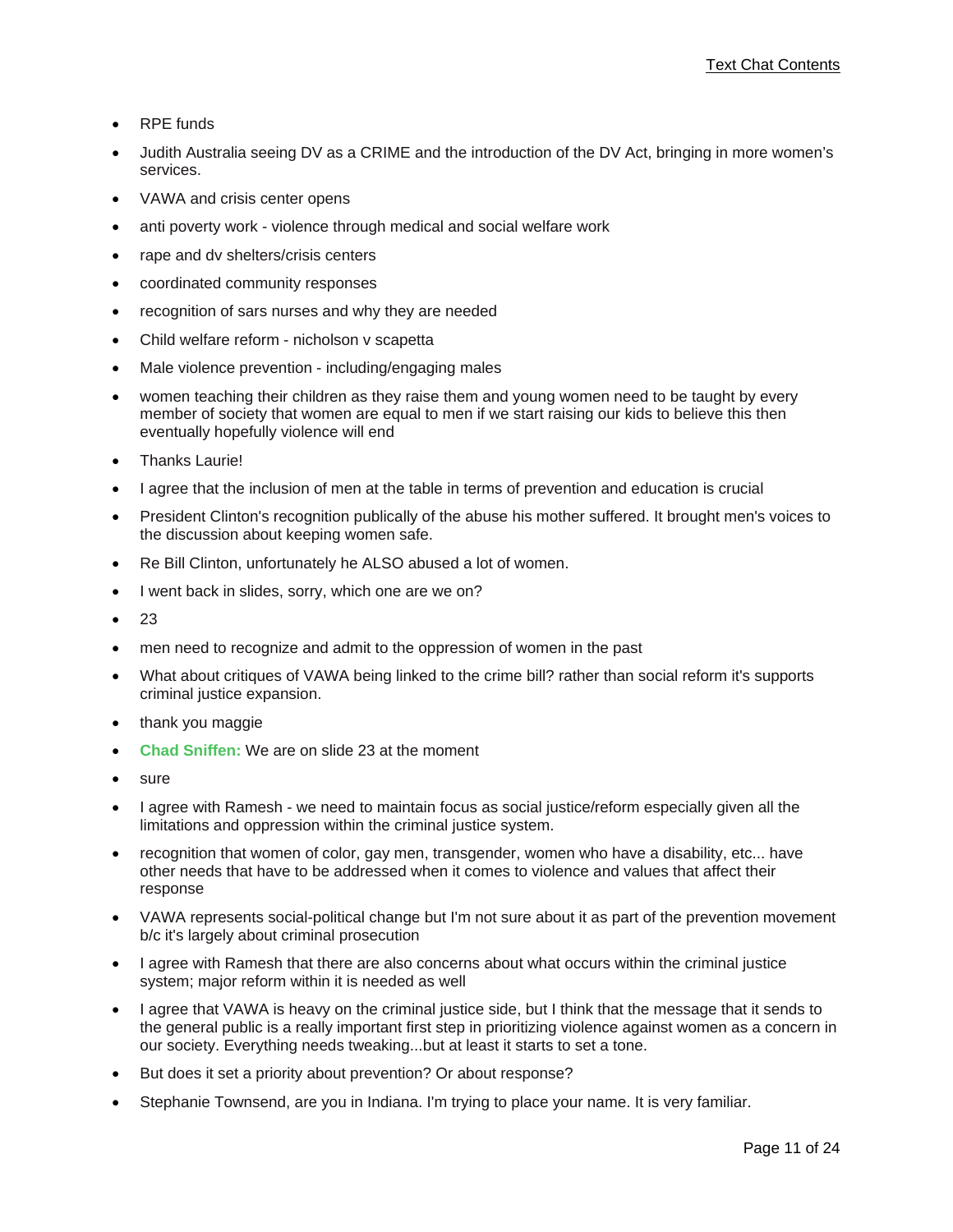- RPE funds
- Judith Australia seeing DV as a CRIME and the introduction of the DV Act, bringing in more women's services.
- VAWA and crisis center opens
- anti poverty work - violence through medical and social welfare work
- rape and dv shelters/crisis centers
- coordinated community responses
- recognition of sars nurses and why they are needed
- Child welfare reform - nicholson v scapetta
- Male violence prevention - including/engaging males
- women teaching their children as they raise them and young women need to be taught by every member of society that women are equal to men if we start raising our kids to believe this then eventually hopefully violence will end
- Thanks Laurie!
- I agree that the inclusion of men at the table in terms of prevention and education is crucial
- President Clinton's recognition publically of the abuse his mother suffered. It brought men's voices to the discussion about keeping women safe.
- Re Bill Clinton, unfortunately he ALSO abused a lot of women.
- I went back in slides, sorry, which one are we on?
- 23
- men need to recognize and admit to the oppression of women in the past
- What about critiques of VAWA being linked to the crime bill? rather than social reform it's supports criminal justice expansion.
- thank you maggie
- **Chad Sniffen:** We are on slide 23 at the moment
- sure
- I agree with Ramesh - we need to maintain focus as social justice/reform especially given all the limitations and oppression within the criminal justice system.
- recognition that women of color, gay men, transgender, women who have a disability, etc... have other needs that have to be addressed when it comes to violence and values that affect their response
- VAWA represents social-political change but I'm not sure about it as part of the prevention movement b/c it's largely about criminal prosecution
- I agree with Ramesh that there are also concerns about what occurs within the criminal justice system; major reform within it is needed as well
- I agree that VAWA is heavy on the criminal justice side, but I think that the message that it sends to the general public is a really important first step in prioritizing violence against women as a concern in our society. Everything needs tweaking...but at least it starts to set a tone.
- But does it set a priority about prevention? Or about response?
- Stephanie Townsend, are you in Indiana. I'm trying to place your name. It is very familiar.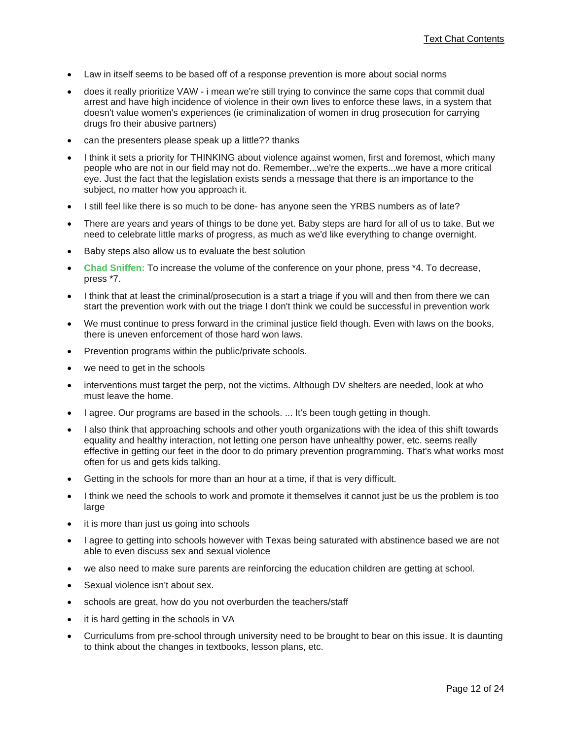- Law in itself seems to be based off of a response prevention is more about social norms
- does it really prioritize VAW - i mean we're still trying to convince the same cops that commit dual arrest and have high incidence of violence in their own lives to enforce these laws, in a system that doesn't value women's experiences (ie criminalization of women in drug prosecution for carrying drugs fro their abusive partners)
- can the presenters please speak up a little?? thanks
- I think it sets a priority for THINKING about violence against women, first and foremost, which many people who are not in our field may not do. Remember...we're the experts...we have a more critical eye. Just the fact that the legislation exists sends a message that there is an importance to the subject, no matter how you approach it.
- I still feel like there is so much to be done- has anyone seen the YRBS numbers as of late?
- There are years and years of things to be done yet. Baby steps are hard for all of us to take. But we need to celebrate little marks of progress, as much as we'd like everything to change overnight.
- Baby steps also allow us to evaluate the best solution
- **Chad Sniffen:** To increase the volume of the conference on your phone, press *4. To decrease, press *7.
- I think that at least the criminal/prosecution is a start a triage if you will and then from there we can start the prevention work with out the triage I don't think we could be successful in prevention work
- We must continue to press forward in the criminal justice field though. Even with laws on the books, there is uneven enforcement of those hard won laws.
- Prevention programs within the public/private schools.
- we need to get in the schools
- interventions must target the perp, not the victims. Although DV shelters are needed, look at who must leave the home.
- I agree. Our programs are based in the schools. ... It's been tough getting in though.
- I also think that approaching schools and other youth organizations with the idea of this shift towards equality and healthy interaction, not letting one person have unhealthy power, etc. seems really effective in getting our feet in the door to do primary prevention programming. That's what works most often for us and gets kids talking.
- Getting in the schools for more than an hour at a time, if that is very difficult.
- I think we need the schools to work and promote it themselves it cannot just be us the problem is too large
- it is more than just us going into schools
- I agree to getting into schools however with Texas being saturated with abstinence based we are not able to even discuss sex and sexual violence
- we also need to make sure parents are reinforcing the education children are getting at school.
- Sexual violence isn't about sex.
- schools are great, how do you not overburden the teachers/staff
- it is hard getting in the schools in VA
- Curriculums from pre-school through university need to be brought to bear on this issue. It is daunting to think about the changes in textbooks, lesson plans, etc.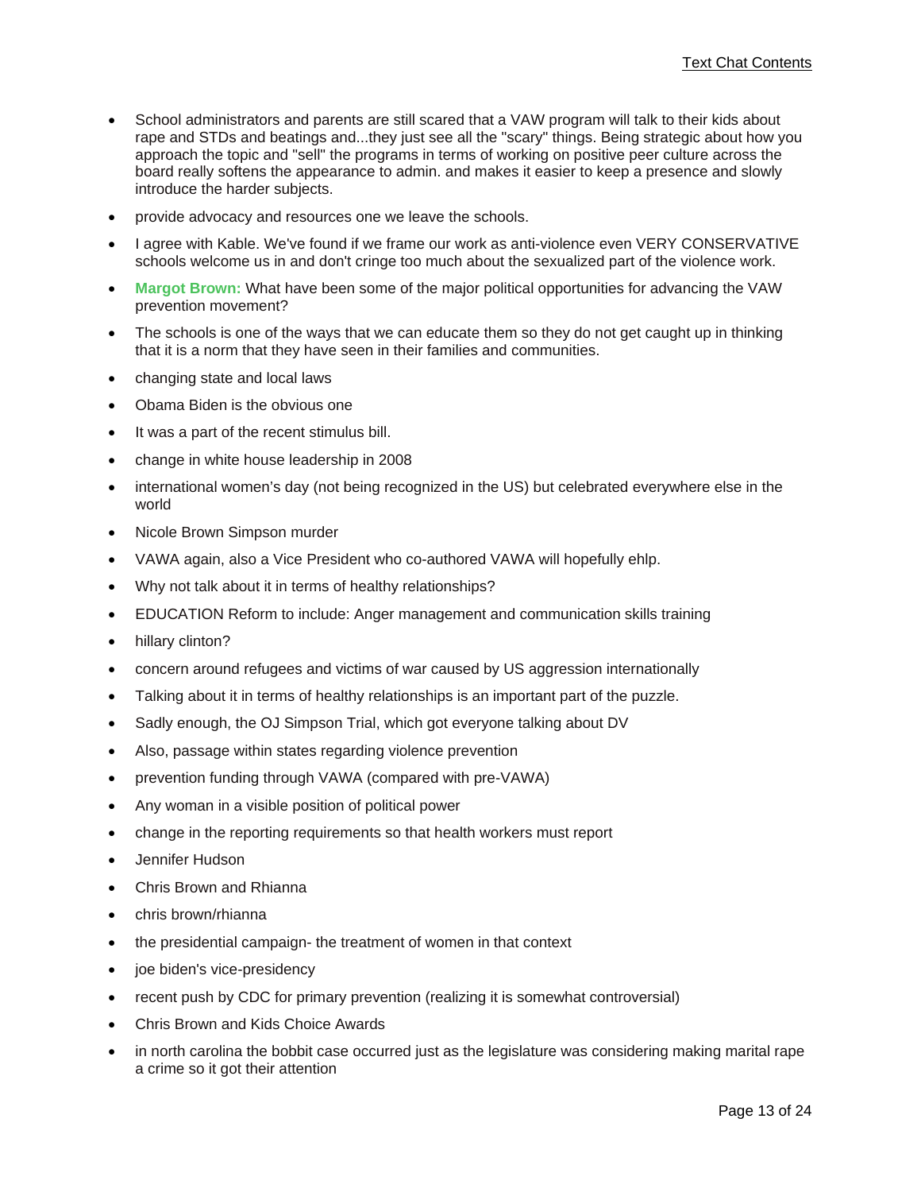- School administrators and parents are still scared that a VAW program will talk to their kids about rape and STDs and beatings and...they just see all the "scary" things. Being strategic about how you approach the topic and "sell" the programs in terms of working on positive peer culture across the board really softens the appearance to admin. and makes it easier to keep a presence and slowly introduce the harder subjects.
- provide advocacy and resources one we leave the schools.
- I agree with Kable. We've found if we frame our work as anti-violence even VERY CONSERVATIVE schools welcome us in and don't cringe too much about the sexualized part of the violence work.
- **Margot Brown:** What have been some of the major political opportunities for advancing the VAW prevention movement?
- The schools is one of the ways that we can educate them so they do not get caught up in thinking that it is a norm that they have seen in their families and communities.
- changing state and local laws
- Obama Biden is the obvious one
- It was a part of the recent stimulus bill.
- change in white house leadership in 2008
- international women's day (not being recognized in the US) but celebrated everywhere else in the world
- Nicole Brown Simpson murder
- VAWA again, also a Vice President who co-authored VAWA will hopefully ehlp.
- Why not talk about it in terms of healthy relationships?
- EDUCATION Reform to include: Anger management and communication skills training
- hillary clinton?
- concern around refugees and victims of war caused by US aggression internationally
- Talking about it in terms of healthy relationships is an important part of the puzzle.
- Sadly enough, the OJ Simpson Trial, which got everyone talking about DV
- Also, passage within states regarding violence prevention
- prevention funding through VAWA (compared with pre-VAWA)
- Any woman in a visible position of political power
- change in the reporting requirements so that health workers must report
- Jennifer Hudson
- Chris Brown and Rhianna
- chris brown/rhianna
- the presidential campaign- the treatment of women in that context
- joe biden's vice-presidency
- recent push by CDC for primary prevention (realizing it is somewhat controversial)
- Chris Brown and Kids Choice Awards
- in north carolina the bobbit case occurred just as the legislature was considering making marital rape a crime so it got their attention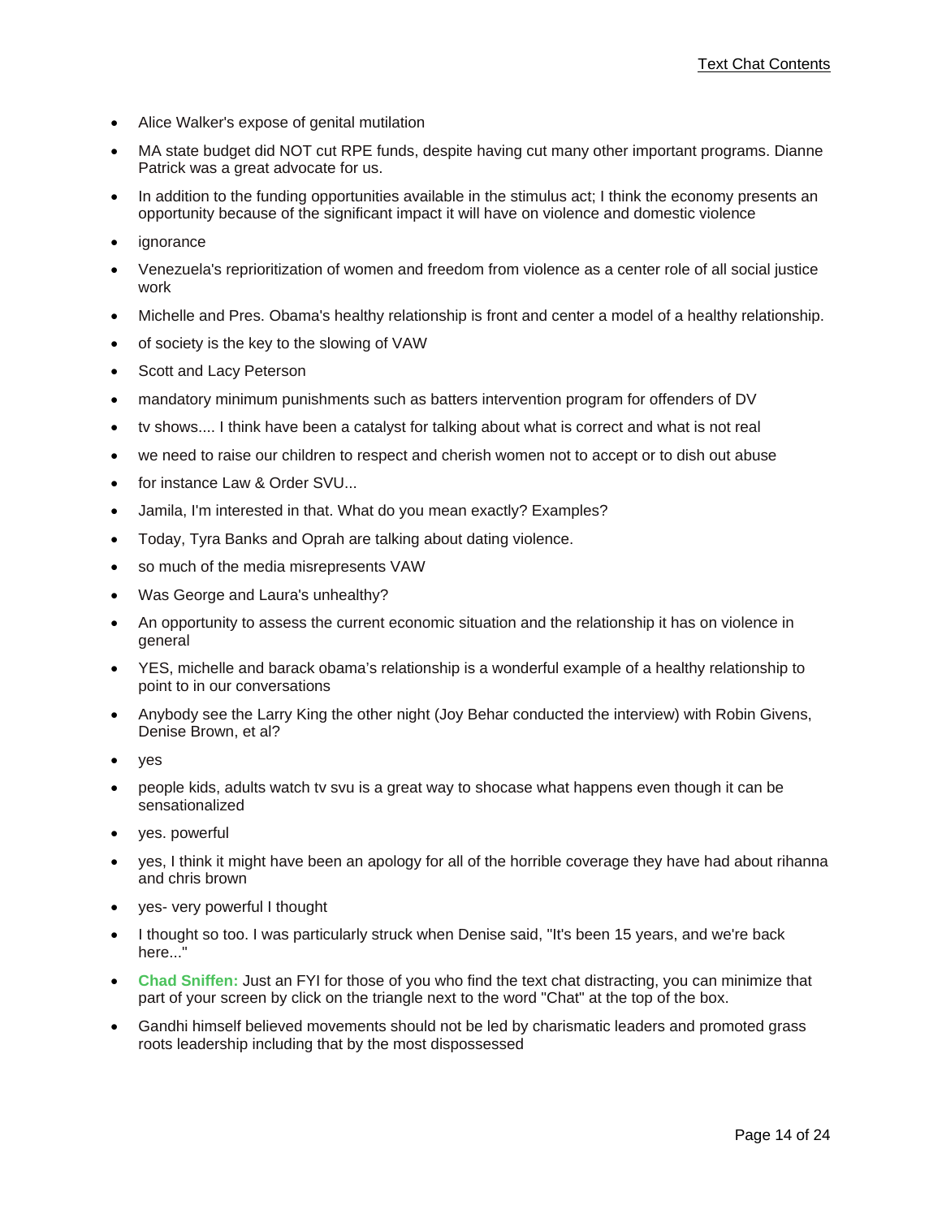- Alice Walker's expose of genital mutilation
- MA state budget did NOT cut RPE funds, despite having cut many other important programs. Dianne Patrick was a great advocate for us.
- In addition to the funding opportunities available in the stimulus act; I think the economy presents an opportunity because of the significant impact it will have on violence and domestic violence
- ignorance
- Venezuela's reprioritization of women and freedom from violence as a center role of all social justice work
- Michelle and Pres. Obama's healthy relationship is front and center a model of a healthy relationship.
- of society is the key to the slowing of VAW
- Scott and Lacy Peterson
- mandatory minimum punishments such as batters intervention program for offenders of DV
- tv shows.... I think have been a catalyst for talking about what is correct and what is not real
- we need to raise our children to respect and cherish women not to accept or to dish out abuse
- for instance Law & Order SVU...
- Jamila, I'm interested in that. What do you mean exactly? Examples?
- Today, Tyra Banks and Oprah are talking about dating violence.
- so much of the media misrepresents VAW
- Was George and Laura's unhealthy?
- An opportunity to assess the current economic situation and the relationship it has on violence in general
- YES, michelle and barack obama's relationship is a wonderful example of a healthy relationship to point to in our conversations
- Anybody see the Larry King the other night (Joy Behar conducted the interview) with Robin Givens, Denise Brown, et al?
- yes
- people kids, adults watch tv svu is a great way to shocase what happens even though it can be sensationalized
- yes. powerful
- yes, I think it might have been an apology for all of the horrible coverage they have had about rihanna and chris brown
- yes- very powerful I thought
- I thought so too. I was particularly struck when Denise said, "It's been 15 years, and we're back here..."
- **Chad Sniffen:** Just an FYI for those of you who find the text chat distracting, you can minimize that part of your screen by click on the triangle next to the word "Chat" at the top of the box.
- Gandhi himself believed movements should not be led by charismatic leaders and promoted grass roots leadership including that by the most dispossessed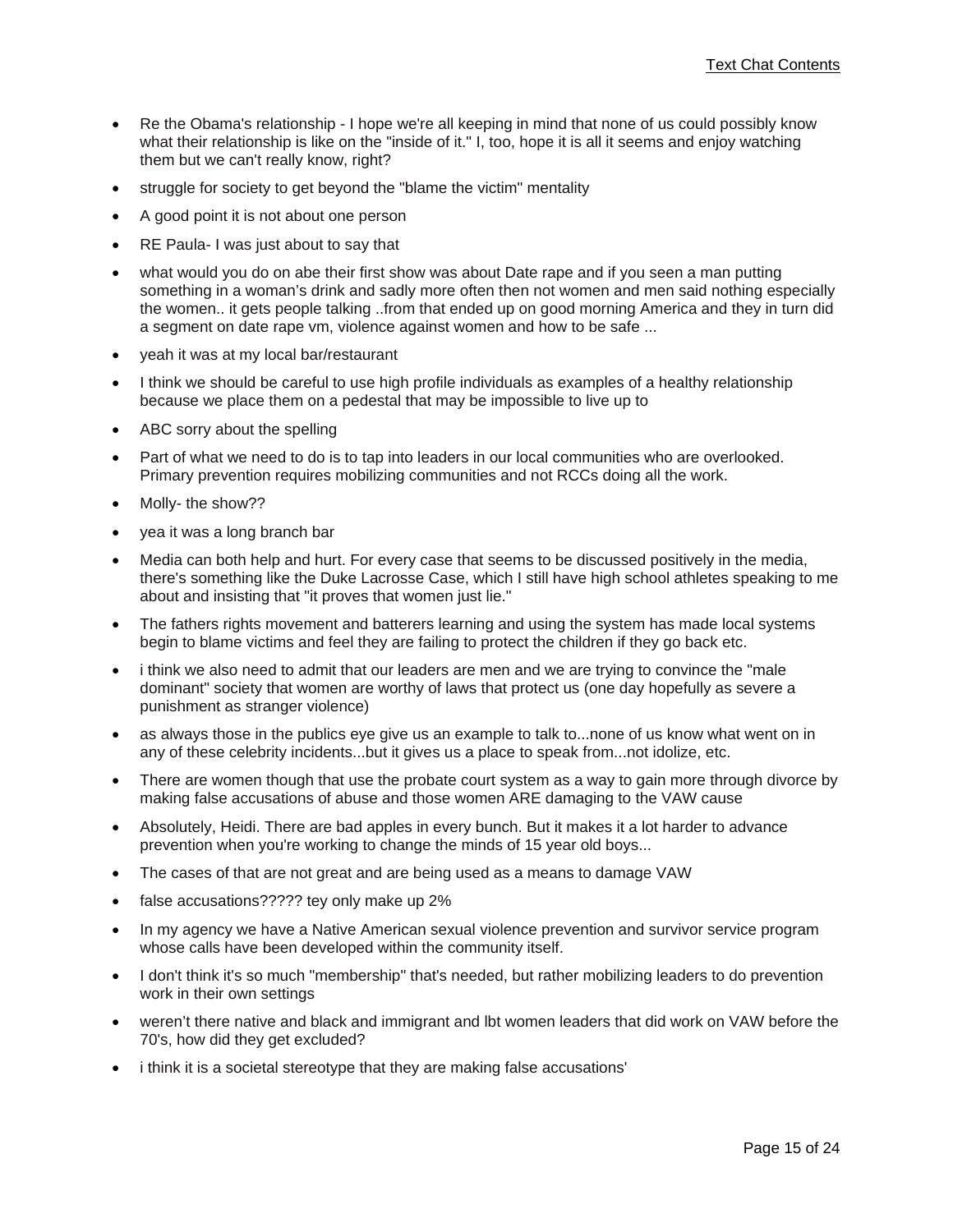- Re the Obama's relationship - I hope we're all keeping in mind that none of us could possibly know what their relationship is like on the "inside of it." I, too, hope it is all it seems and enjoy watching them but we can't really know, right?
- struggle for society to get beyond the "blame the victim" mentality
- A good point it is not about one person
- RE Paula- I was just about to say that
- what would you do on abe their first show was about Date rape and if you seen a man putting something in a woman's drink and sadly more often then not women and men said nothing especially the women.. it gets people talking ..from that ended up on good morning America and they in turn did a segment on date rape vm, violence against women and how to be safe ...
- yeah it was at my local bar/restaurant
- I think we should be careful to use high profile individuals as examples of a healthy relationship because we place them on a pedestal that may be impossible to live up to
- ABC sorry about the spelling
- Part of what we need to do is to tap into leaders in our local communities who are overlooked. Primary prevention requires mobilizing communities and not RCCs doing all the work.
- Molly- the show??
- yea it was a long branch bar
- Media can both help and hurt. For every case that seems to be discussed positively in the media, there's something like the Duke Lacrosse Case, which I still have high school athletes speaking to me about and insisting that "it proves that women just lie."
- The fathers rights movement and batterers learning and using the system has made local systems begin to blame victims and feel they are failing to protect the children if they go back etc.
- i think we also need to admit that our leaders are men and we are trying to convince the "male dominant" society that women are worthy of laws that protect us (one day hopefully as severe a punishment as stranger violence)
- as always those in the publics eye give us an example to talk to...none of us know what went on in any of these celebrity incidents...but it gives us a place to speak from...not idolize, etc.
- There are women though that use the probate court system as a way to gain more through divorce by making false accusations of abuse and those women ARE damaging to the VAW cause
- Absolutely, Heidi. There are bad apples in every bunch. But it makes it a lot harder to advance prevention when you're working to change the minds of 15 year old boys...
- The cases of that are not great and are being used as a means to damage VAW
- false accusations????? tey only make up 2%
- In my agency we have a Native American sexual violence prevention and survivor service program whose calls have been developed within the community itself.
- I don't think it's so much "membership" that's needed, but rather mobilizing leaders to do prevention work in their own settings
- weren't there native and black and immigrant and lbt women leaders that did work on VAW before the 70's, how did they get excluded?
- i think it is a societal stereotype that they are making false accusations'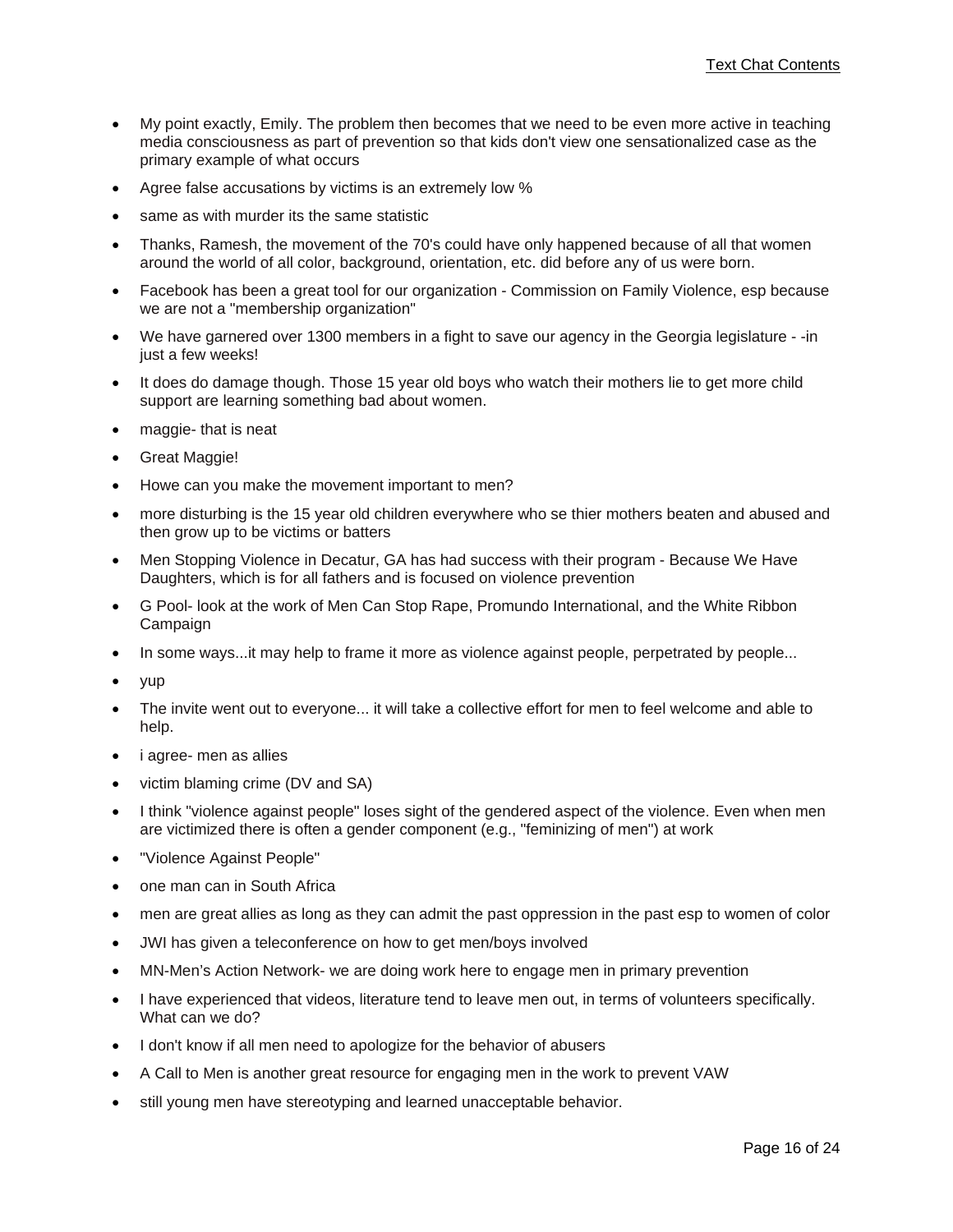- My point exactly, Emily. The problem then becomes that we need to be even more active in teaching media consciousness as part of prevention so that kids don't view one sensationalized case as the primary example of what occurs
- Agree false accusations by victims is an extremely low %
- same as with murder its the same statistic
- Thanks, Ramesh, the movement of the 70's could have only happened because of all that women around the world of all color, background, orientation, etc. did before any of us were born.
- Facebook has been a great tool for our organization - Commission on Family Violence, esp because we are not a "membership organization"
- We have garnered over 1300 members in a fight to save our agency in the Georgia legislature - -in just a few weeks!
- It does do damage though. Those 15 year old boys who watch their mothers lie to get more child support are learning something bad about women.
- maggie- that is neat
- Great Maggie!
- Howe can you make the movement important to men?
- more disturbing is the 15 year old children everywhere who se thier mothers beaten and abused and then grow up to be victims or batters
- Men Stopping Violence in Decatur, GA has had success with their program - Because We Have Daughters, which is for all fathers and is focused on violence prevention
- G Pool- look at the work of Men Can Stop Rape, Promundo International, and the White Ribbon Campaign
- In some ways...it may help to frame it more as violence against people, perpetrated by people...
- yup
- The invite went out to everyone... it will take a collective effort for men to feel welcome and able to help.
- i agree- men as allies
- victim blaming crime (DV and SA)
- I think "violence against people" loses sight of the gendered aspect of the violence. Even when men are victimized there is often a gender component (e.g., "feminizing of men") at work
- "Violence Against People"
- one man can in South Africa
- men are great allies as long as they can admit the past oppression in the past esp to women of color
- JWI has given a teleconference on how to get men/boys involved
- MN-Men's Action Network- we are doing work here to engage men in primary prevention
- I have experienced that videos, literature tend to leave men out, in terms of volunteers specifically. What can we do?
- I don't know if all men need to apologize for the behavior of abusers
- A Call to Men is another great resource for engaging men in the work to prevent VAW
- still young men have stereotyping and learned unacceptable behavior.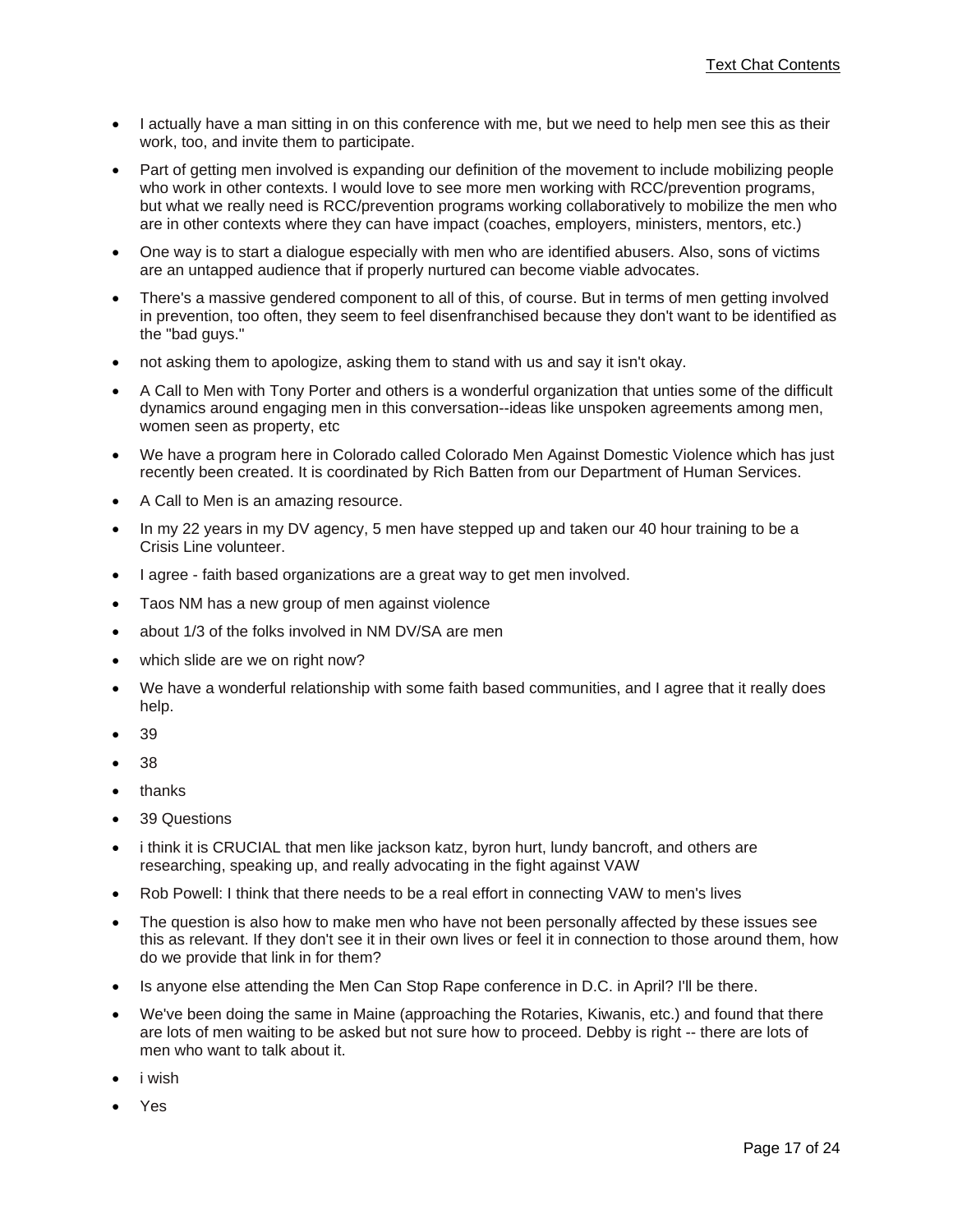- I actually have a man sitting in on this conference with me, but we need to help men see this as their work, too, and invite them to participate.
- Part of getting men involved is expanding our definition of the movement to include mobilizing people who work in other contexts. I would love to see more men working with RCC/prevention programs, but what we really need is RCC/prevention programs working collaboratively to mobilize the men who are in other contexts where they can have impact (coaches, employers, ministers, mentors, etc.)
- One way is to start a dialogue especially with men who are identified abusers. Also, sons of victims are an untapped audience that if properly nurtured can become viable advocates.
- There's a massive gendered component to all of this, of course. But in terms of men getting involved in prevention, too often, they seem to feel disenfranchised because they don't want to be identified as the "bad guys."
- not asking them to apologize, asking them to stand with us and say it isn't okay.
- A Call to Men with Tony Porter and others is a wonderful organization that unties some of the difficult dynamics around engaging men in this conversation--ideas like unspoken agreements among men, women seen as property, etc
- We have a program here in Colorado called Colorado Men Against Domestic Violence which has just recently been created. It is coordinated by Rich Batten from our Department of Human Services.
- A Call to Men is an amazing resource.
- In my 22 years in my DV agency, 5 men have stepped up and taken our 40 hour training to be a Crisis Line volunteer.
- I agree - faith based organizations are a great way to get men involved.
- Taos NM has a new group of men against violence
- about 1/3 of the folks involved in NM DV/SA are men
- which slide are we on right now?
- We have a wonderful relationship with some faith based communities, and I agree that it really does help.
- 39
- 38
- thanks
- 39 Questions
- i think it is CRUCIAL that men like jackson katz, byron hurt, lundy bancroft, and others are researching, speaking up, and really advocating in the fight against VAW
- Rob Powell: I think that there needs to be a real effort in connecting VAW to men's lives
- The question is also how to make men who have not been personally affected by these issues see this as relevant. If they don't see it in their own lives or feel it in connection to those around them, how do we provide that link in for them?
- Is anyone else attending the Men Can Stop Rape conference in D.C. in April? I'll be there.
- We've been doing the same in Maine (approaching the Rotaries, Kiwanis, etc.) and found that there are lots of men waiting to be asked but not sure how to proceed. Debby is right -- there are lots of men who want to talk about it.
- i wish
- Yes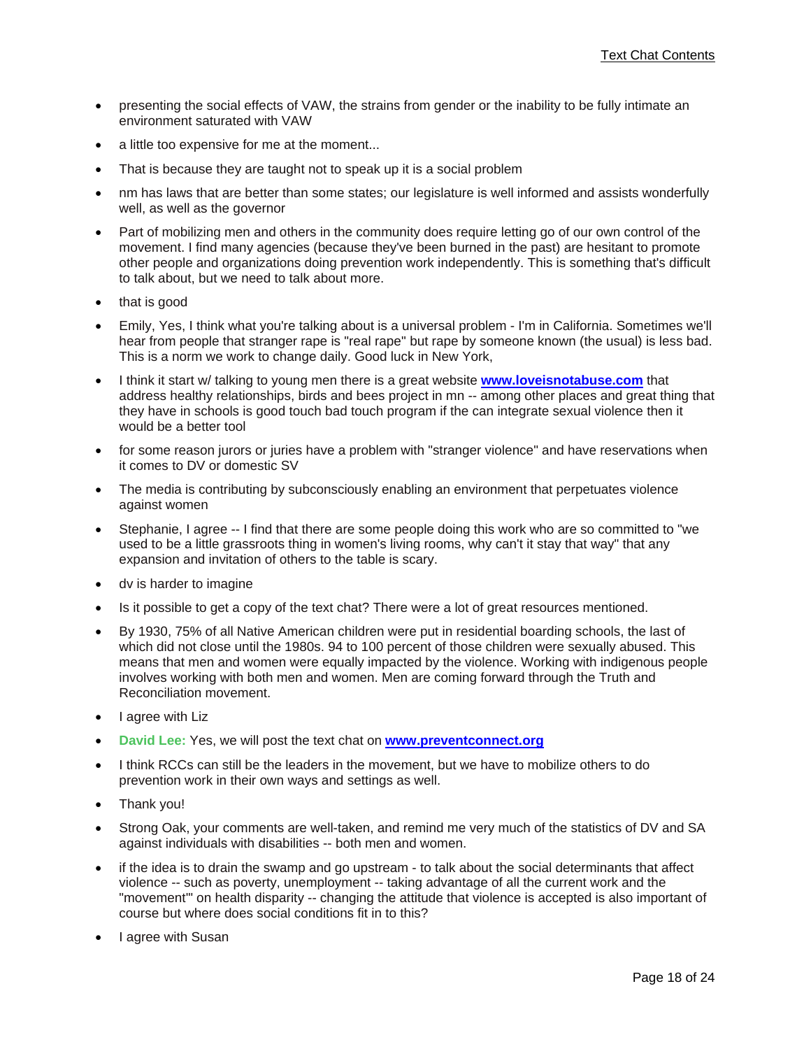- presenting the social effects of VAW, the strains from gender or the inability to be fully intimate an environment saturated with VAW
- a little too expensive for me at the moment...
- That is because they are taught not to speak up it is a social problem
- nm has laws that are better than some states; our legislature is well informed and assists wonderfully well, as well as the governor
- Part of mobilizing men and others in the community does require letting go of our own control of the movement. I find many agencies (because they've been burned in the past) are hesitant to promote other people and organizations doing prevention work independently. This is something that's difficult to talk about, but we need to talk about more.
- that is good
- Emily, Yes, I think what you're talking about is a universal problem - I'm in California. Sometimes we'll hear from people that stranger rape is "real rape" but rape by someone known (the usual) is less bad. This is a norm we work to change daily. Good luck in New York,
- I think it start w/ talking to young men there is a great website **[www.loveisnotabuse.com](http://www.loveisnotabuse.com)** that address healthy relationships, birds and bees project in mn -- among other places and great thing that they have in schools is good touch bad touch program if the can integrate sexual violence then it would be a better tool
- for some reason jurors or juries have a problem with "stranger violence" and have reservations when it comes to DV or domestic SV
- The media is contributing by subconsciously enabling an environment that perpetuates violence against women
- Stephanie, I agree -- I find that there are some people doing this work who are so committed to "we used to be a little grassroots thing in women's living rooms, why can't it stay that way" that any expansion and invitation of others to the table is scary.
- dv is harder to imagine
- Is it possible to get a copy of the text chat? There were a lot of great resources mentioned.
- By 1930, 75% of all Native American children were put in residential boarding schools, the last of which did not close until the 1980s. 94 to 100 percent of those children were sexually abused. This means that men and women were equally impacted by the violence. Working with indigenous people involves working with both men and women. Men are coming forward through the Truth and Reconciliation movement.
- I agree with Liz
- **David Lee:** Yes, we will post the text chat on **[www.preventconnect.org](http://www.preventconnect.org)**
- I think RCCs can still be the leaders in the movement, but we have to mobilize others to do prevention work in their own ways and settings as well.
- Thank you!
- Strong Oak, your comments are well-taken, and remind me very much of the statistics of DV and SA against individuals with disabilities -- both men and women.
- if the idea is to drain the swamp and go upstream - to talk about the social determinants that affect violence -- such as poverty, unemployment -- taking advantage of all the current work and the "movement"' on health disparity -- changing the attitude that violence is accepted is also important of course but where does social conditions fit in to this?
- I agree with Susan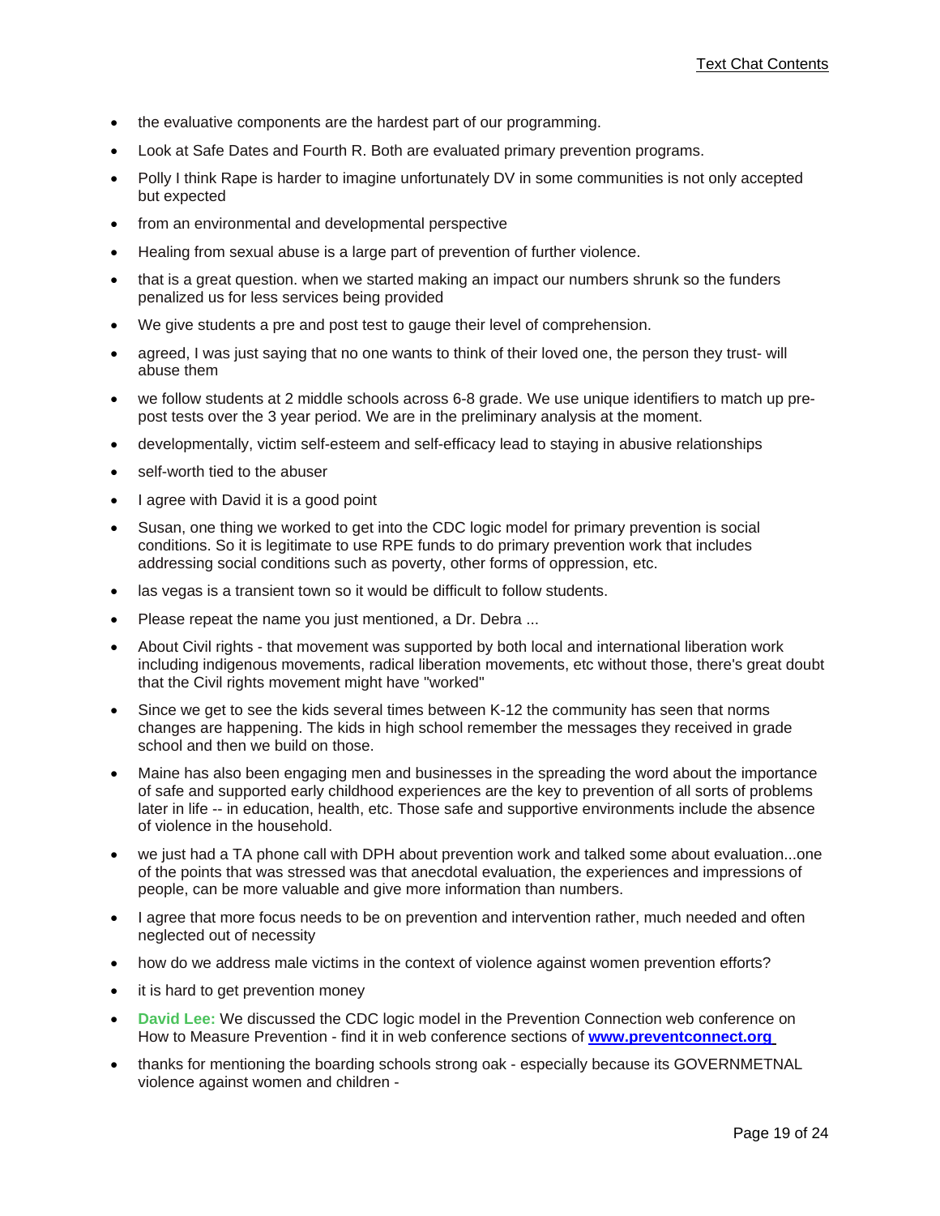- the evaluative components are the hardest part of our programming.
- Look at Safe Dates and Fourth R. Both are evaluated primary prevention programs.
- Polly I think Rape is harder to imagine unfortunately DV in some communities is not only accepted but expected
- from an environmental and developmental perspective
- Healing from sexual abuse is a large part of prevention of further violence.
- that is a great question. when we started making an impact our numbers shrunk so the funders penalized us for less services being provided
- We give students a pre and post test to gauge their level of comprehension.
- agreed, I was just saying that no one wants to think of their loved one, the person they trust- will abuse them
- we follow students at 2 middle schools across 6-8 grade. We use unique identifiers to match up pre-post tests over the 3 year period. We are in the preliminary analysis at the moment.
- developmentally, victim self-esteem and self-efficacy lead to staying in abusive relationships
- self-worth tied to the abuser
- I agree with David it is a good point
- Susan, one thing we worked to get into the CDC logic model for primary prevention is social conditions. So it is legitimate to use RPE funds to do primary prevention work that includes addressing social conditions such as poverty, other forms of oppression, etc.
- las vegas is a transient town so it would be difficult to follow students.
- Please repeat the name you just mentioned, a Dr. Debra ...
- About Civil rights - that movement was supported by both local and international liberation work including indigenous movements, radical liberation movements, etc without those, there's great doubt that the Civil rights movement might have "worked"
- Since we get to see the kids several times between K-12 the community has seen that norms changes are happening. The kids in high school remember the messages they received in grade school and then we build on those.
- Maine has also been engaging men and businesses in the spreading the word about the importance of safe and supported early childhood experiences are the key to prevention of all sorts of problems later in life -- in education, health, etc. Those safe and supportive environments include the absence of violence in the household.
- we just had a TA phone call with DPH about prevention work and talked some about evaluation...one of the points that was stressed was that anecdotal evaluation, the experiences and impressions of people, can be more valuable and give more information than numbers.
- I agree that more focus needs to be on prevention and intervention rather, much needed and often neglected out of necessity
- how do we address male victims in the context of violence against women prevention efforts?
- it is hard to get prevention money
- **David Lee:** We discussed the CDC logic model in the Prevention Connection web conference on How to Measure Prevention - find it in web conference sections of **www.preventconnect.org**
- thanks for mentioning the boarding schools strong oak - especially because its GOVERNMETNAL violence against women and children -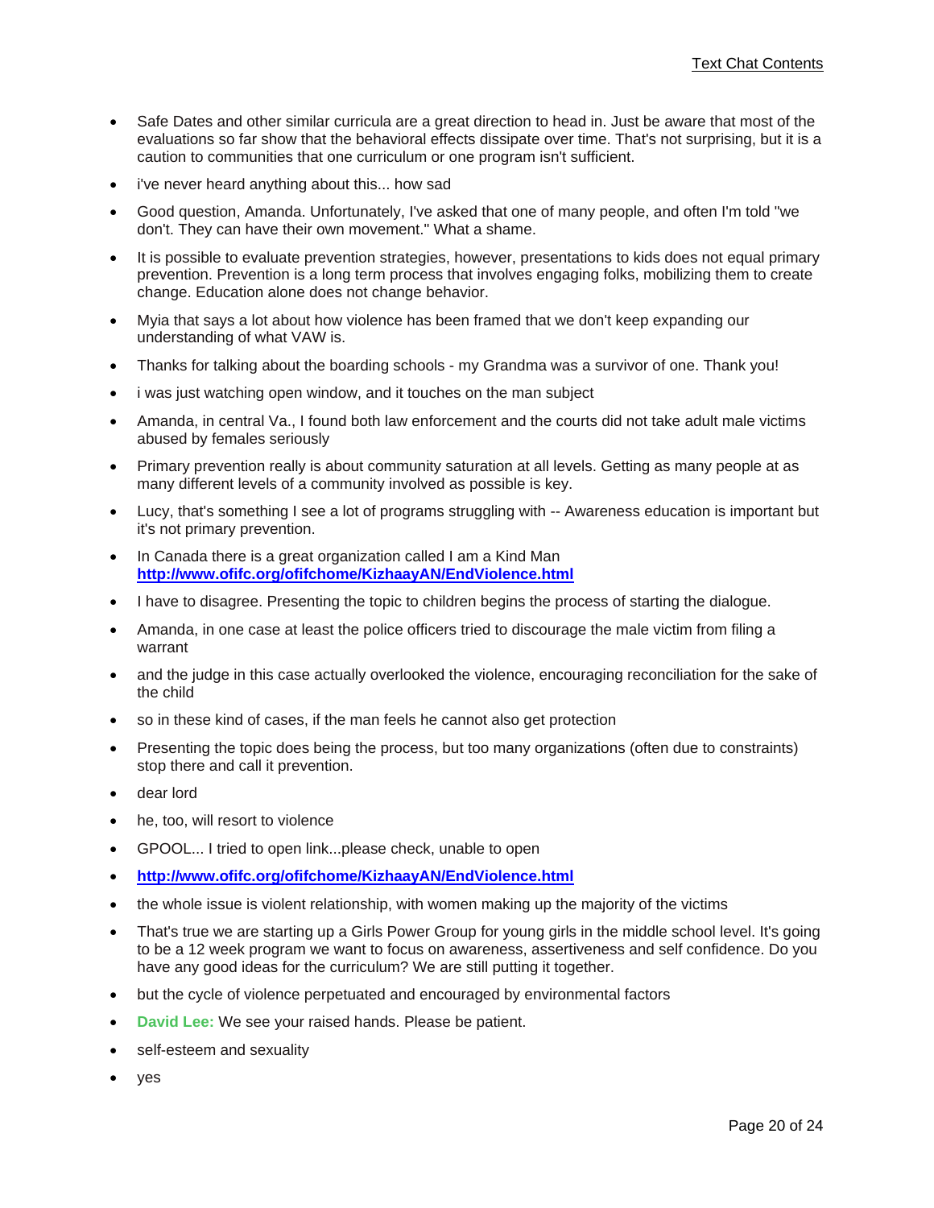- Safe Dates and other similar curricula are a great direction to head in. Just be aware that most of the evaluations so far show that the behavioral effects dissipate over time. That's not surprising, but it is a caution to communities that one curriculum or one program isn't sufficient.
- i've never heard anything about this... how sad
- Good question, Amanda. Unfortunately, I've asked that one of many people, and often I'm told "we don't. They can have their own movement." What a shame.
- It is possible to evaluate prevention strategies, however, presentations to kids does not equal primary prevention. Prevention is a long term process that involves engaging folks, mobilizing them to create change. Education alone does not change behavior.
- Myia that says a lot about how violence has been framed that we don't keep expanding our understanding of what VAW is.
- Thanks for talking about the boarding schools - my Grandma was a survivor of one. Thank you!
- i was just watching open window, and it touches on the man subject
- Amanda, in central Va., I found both law enforcement and the courts did not take adult male victims abused by females seriously
- Primary prevention really is about community saturation at all levels. Getting as many people at as many different levels of a community involved as possible is key.
- Lucy, that's something I see a lot of programs struggling with -- Awareness education is important but it's not primary prevention.
- In Canada there is a great organization called I am a Kind Man **http://www.ofifc.org/ofifchome/KizhaayAN/EndViolence.html**
- I have to disagree. Presenting the topic to children begins the process of starting the dialogue.
- Amanda, in one case at least the police officers tried to discourage the male victim from filing a warrant
- and the judge in this case actually overlooked the violence, encouraging reconciliation for the sake of the child
- so in these kind of cases, if the man feels he cannot also get protection
- Presenting the topic does being the process, but too many organizations (often due to constraints) stop there and call it prevention.
- dear lord
- he, too, will resort to violence
- GPOOL... I tried to open link...please check, unable to open
- **http://www.ofifc.org/ofifchome/KizhaayAN/EndViolence.html**
- the whole issue is violent relationship, with women making up the majority of the victims
- That's true we are starting up a Girls Power Group for young girls in the middle school level. It's going to be a 12 week program we want to focus on awareness, assertiveness and self confidence. Do you have any good ideas for the curriculum? We are still putting it together.
- but the cycle of violence perpetuated and encouraged by environmental factors
- **David Lee:** We see your raised hands. Please be patient.
- self-esteem and sexuality
- yes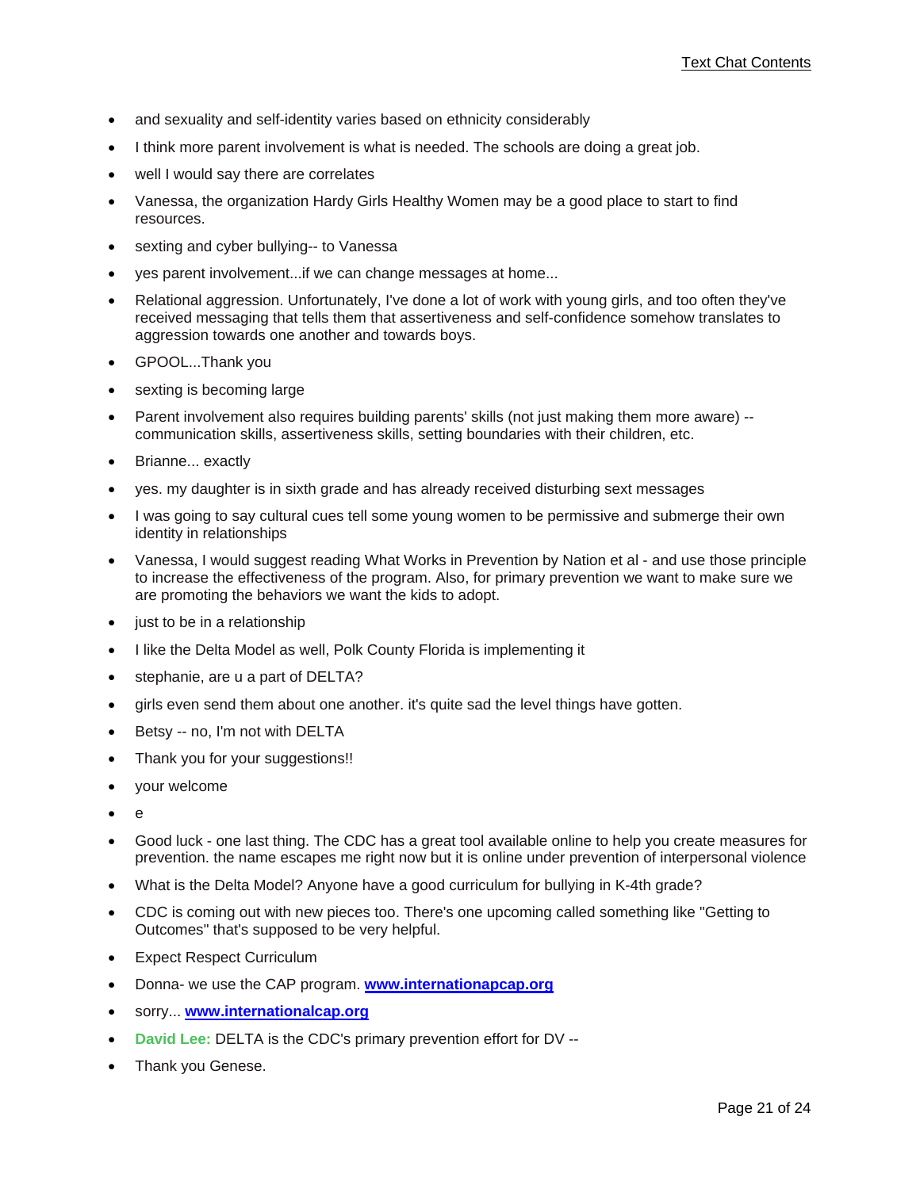- and sexuality and self-identity varies based on ethnicity considerably
- I think more parent involvement is what is needed. The schools are doing a great job.
- well I would say there are correlates
- Vanessa, the organization Hardy Girls Healthy Women may be a good place to start to find resources.
- sexting and cyber bullying-- to Vanessa
- yes parent involvement...if we can change messages at home...
- Relational aggression. Unfortunately, I've done a lot of work with young girls, and too often they've received messaging that tells them that assertiveness and self-confidence somehow translates to aggression towards one another and towards boys.
- GPOOL...Thank you
- sexting is becoming large
- Parent involvement also requires building parents' skills (not just making them more aware) -- communication skills, assertiveness skills, setting boundaries with their children, etc.
- Brianne... exactly
- yes. my daughter is in sixth grade and has already received disturbing sext messages
- I was going to say cultural cues tell some young women to be permissive and submerge their own identity in relationships
- Vanessa, I would suggest reading What Works in Prevention by Nation et al - and use those principle to increase the effectiveness of the program. Also, for primary prevention we want to make sure we are promoting the behaviors we want the kids to adopt.
- just to be in a relationship
- I like the Delta Model as well, Polk County Florida is implementing it
- stephanie, are u a part of DELTA?
- girls even send them about one another. it's quite sad the level things have gotten.
- Betsy -- no, I'm not with DELTA
- Thank you for your suggestions!!
- your welcome
- e
- Good luck - one last thing. The CDC has a great tool available online to help you create measures for prevention. the name escapes me right now but it is online under prevention of interpersonal violence
- What is the Delta Model? Anyone have a good curriculum for bullying in K-4th grade?
- CDC is coming out with new pieces too. There's one upcoming called something like "Getting to Outcomes" that's supposed to be very helpful.
- Expect Respect Curriculum
- Donna- we use the CAP program. **[www.internationapcap.org](www.internationapcap.org)**
- sorry... **[www.internationalcap.org](www.internationalcap.org)**
- **David Lee:** DELTA is the CDC's primary prevention effort for DV --
- Thank you Genese.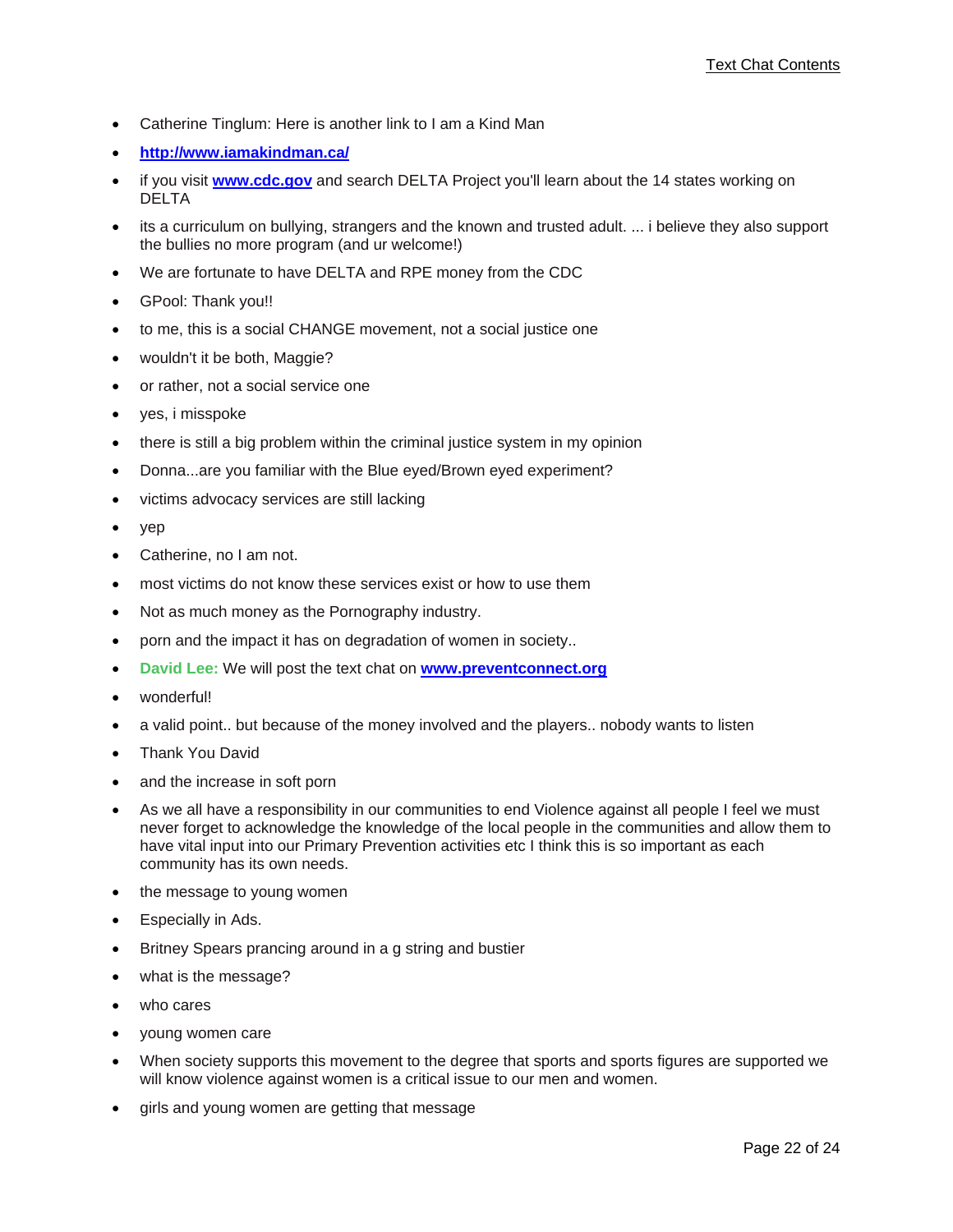- Catherine Tinglum: Here is another link to I am a Kind Man
- **http://www.iamakindman.ca/**
- if you visit **www.cdc.gov** and search DELTA Project you'll learn about the 14 states working on DELTA
- its a curriculum on bullying, strangers and the known and trusted adult. ... i believe they also support the bullies no more program (and ur welcome!)
- We are fortunate to have DELTA and RPE money from the CDC
- GPool: Thank you!!
- to me, this is a social CHANGE movement, not a social justice one
- wouldn't it be both, Maggie?
- or rather, not a social service one
- yes, i misspoke
- there is still a big problem within the criminal justice system in my opinion
- Donna...are you familiar with the Blue eyed/Brown eyed experiment?
- victims advocacy services are still lacking
- yep
- Catherine, no I am not.
- most victims do not know these services exist or how to use them
- Not as much money as the Pornography industry.
- porn and the impact it has on degradation of women in society..
- **David Lee:** We will post the text chat on **www.preventconnect.org**
- wonderful!
- a valid point.. but because of the money involved and the players.. nobody wants to listen
- Thank You David
- and the increase in soft porn
- As we all have a responsibility in our communities to end Violence against all people I feel we must never forget to acknowledge the knowledge of the local people in the communities and allow them to have vital input into our Primary Prevention activities etc I think this is so important as each community has its own needs.
- the message to young women
- Especially in Ads.
- Britney Spears prancing around in a g string and bustier
- what is the message?
- who cares
- young women care
- When society supports this movement to the degree that sports and sports figures are supported we will know violence against women is a critical issue to our men and women.
- girls and young women are getting that message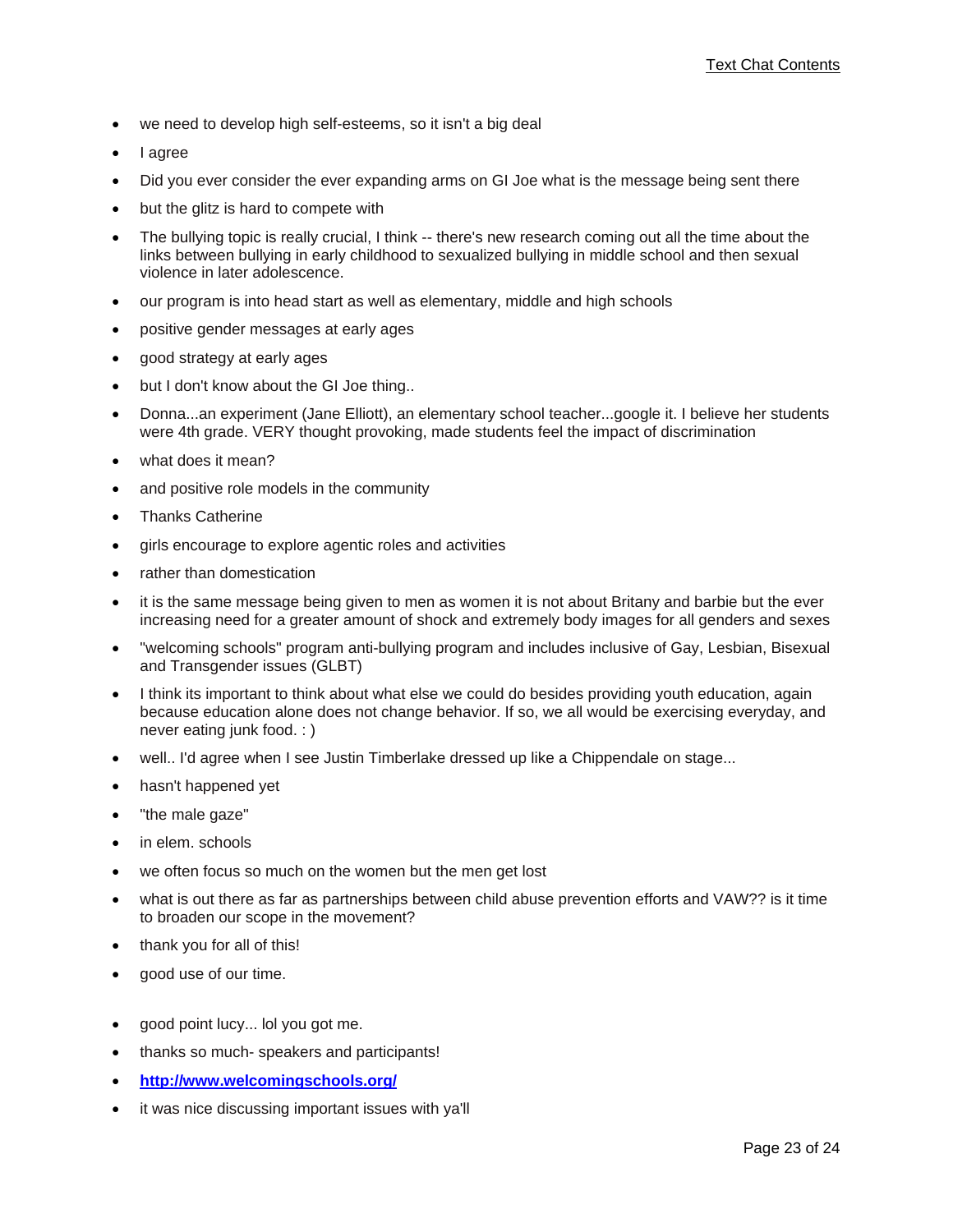- we need to develop high self-esteems, so it isn't a big deal
- I agree
- Did you ever consider the ever expanding arms on GI Joe what is the message being sent there
- but the glitz is hard to compete with
- The bullying topic is really crucial, I think -- there's new research coming out all the time about the links between bullying in early childhood to sexualized bullying in middle school and then sexual violence in later adolescence.
- our program is into head start as well as elementary, middle and high schools
- positive gender messages at early ages
- good strategy at early ages
- but I don't know about the GI Joe thing..
- Donna...an experiment (Jane Elliott), an elementary school teacher...google it. I believe her students were 4th grade. VERY thought provoking, made students feel the impact of discrimination
- what does it mean?
- and positive role models in the community
- Thanks Catherine
- girls encourage to explore agentic roles and activities
- rather than domestication
- it is the same message being given to men as women it is not about Britany and barbie but the ever increasing need for a greater amount of shock and extremely body images for all genders and sexes
- "welcoming schools" program anti-bullying program and includes inclusive of Gay, Lesbian, Bisexual and Transgender issues (GLBT)
- I think its important to think about what else we could do besides providing youth education, again because education alone does not change behavior. If so, we all would be exercising everyday, and never eating junk food. : )
- well.. I'd agree when I see Justin Timberlake dressed up like a Chippendale on stage...
- hasn't happened yet
- "the male gaze"
- in elem. schools
- we often focus so much on the women but the men get lost
- what is out there as far as partnerships between child abuse prevention efforts and VAW?? is it time to broaden our scope in the movement?
- thank you for all of this!
- good use of our time.
- good point lucy... lol you got me.
- thanks so much- speakers and participants!
- **http://www.welcomingschools.org/**
- it was nice discussing important issues with ya'll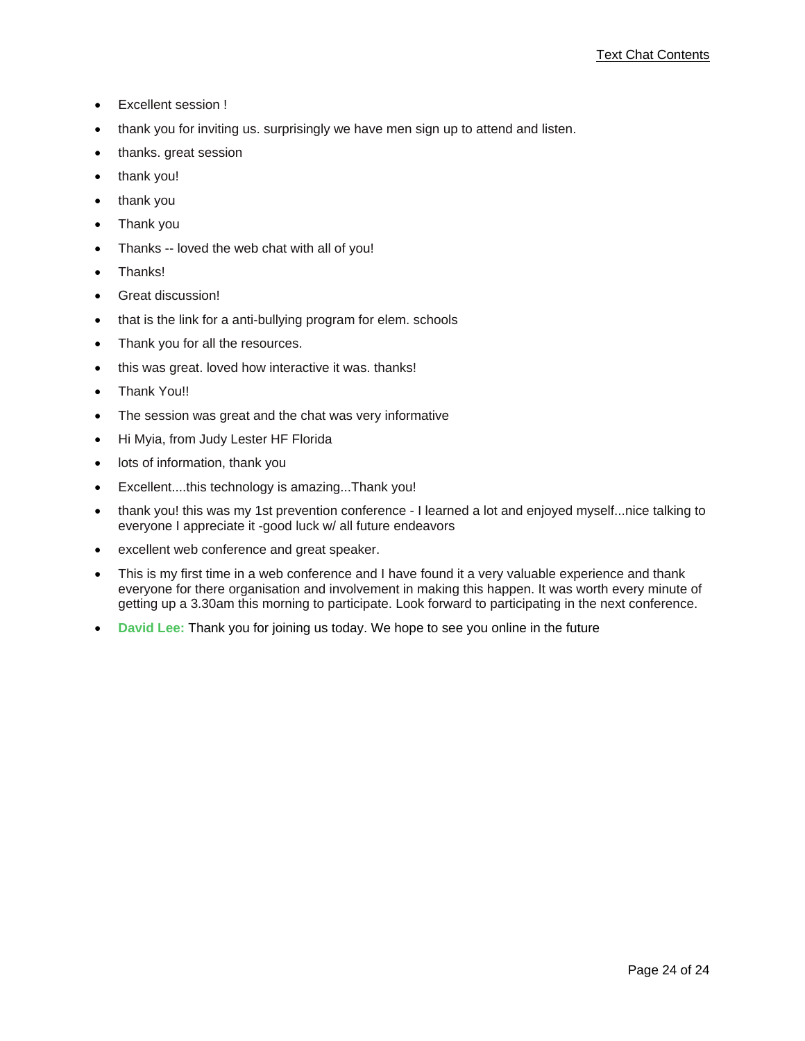- Excellent session !
- thank you for inviting us. surprisingly we have men sign up to attend and listen.
- thanks. great session
- thank you!
- thank you
- Thank you
- Thanks -- loved the web chat with all of you!
- Thanks!
- Great discussion!
- that is the link for a anti-bullying program for elem. schools
- Thank you for all the resources.
- this was great. loved how interactive it was. thanks!
- Thank You!!
- The session was great and the chat was very informative
- Hi Myia, from Judy Lester HF Florida
- lots of information, thank you
- Excellent....this technology is amazing...Thank you!
- thank you! this was my 1st prevention conference - I learned a lot and enjoyed myself...nice talking to everyone I appreciate it -good luck w/ all future endeavors
- excellent web conference and great speaker.
- This is my first time in a web conference and I have found it a very valuable experience and thank everyone for there organisation and involvement in making this happen. It was worth every minute of getting up a 3.30am this morning to participate. Look forward to participating in the next conference.
- **David Lee:** Thank you for joining us today. We hope to see you online in the future